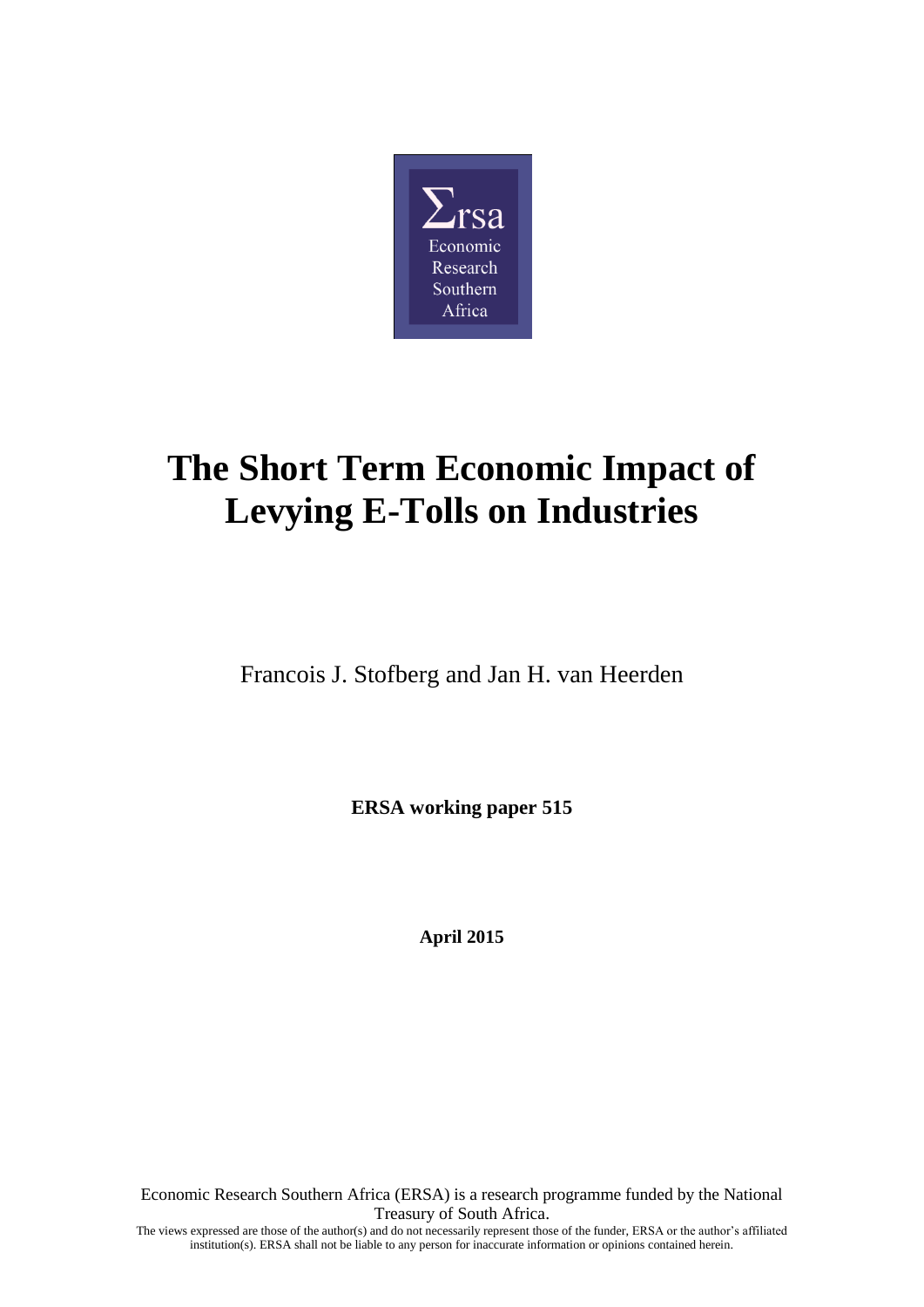# The Short Term Economic Impact of Levying E-Tolls on Industries

Francois J. Stofberg and Jan H. van Heerden

**ERSA working paper 515**

**April 2015**

Economic Research Southern Africa (ERSA) is a research programme funded by the National Treasury of South Africa.

The views expressed are those of the author(s) and do not necessarily represent those of the funder, ERSA or the author's affiliated institution(s). ERSA shall not be liable to any person for inaccurate information or opinions contained herein.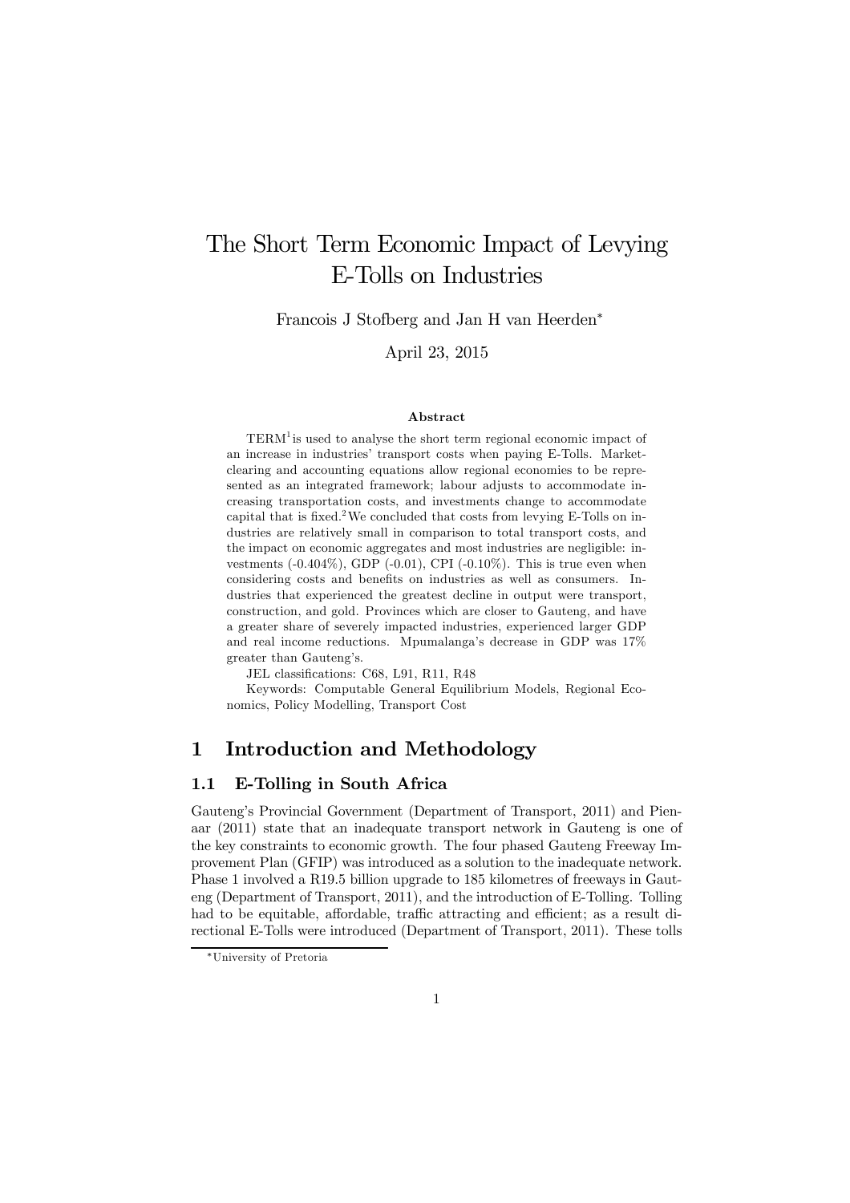# The Short Term Economic Impact of Levying E-Tolls on Industries

Francois J Stofberg and Jan H van Heerden*

April 23, 2015

### Abstract

TERM[1] is used to analyse the short term regional economic impact of an increase in industries' transport costs when paying E-Tolls. Market-clearing and accounting equations allow regional economies to be represented as an integrated framework; labour adjusts to accommodate increasing transportation costs, and investments change to accommodate capital that is fixed.[2] We concluded that costs from levying E-Tolls on industries are relatively small in comparison to total transport costs, and the impact on economic aggregates and most industries are negligible: investments (-0.404%), GDP (-0.01), CPI (-0.10%). This is true even when considering costs and benefits on industries as well as consumers. Industries that experienced the greatest decline in output were transport, construction, and gold. Provinces which are closer to Gauteng, and have a greater share of severely impacted industries, experienced larger GDP and real income reductions. Mpumalanga's decrease in GDP was 17% greater than Gauteng's.

JEL classifications: C68, L91, R11, R48

Keywords: Computable General Equilibrium Models, Regional Economics, Policy Modelling, Transport Cost

## 1 Introduction and Methodology

### 1.1 E-Tolling in South Africa

Gauteng's Provincial Government (Department of Transport, 2011) and Pienaar (2011) state that an inadequate transport network in Gauteng is one of the key constraints to economic growth. The four phased Gauteng Freeway Improvement Plan (GFIP) was introduced as a solution to the inadequate network. Phase 1 involved a R19.5 billion upgrade to 185 kilometres of freeways in Gauteng (Department of Transport, 2011), and the introduction of E-Tolling. Tolling had to be equitable, affordable, traffic attracting and efficient; as a result directional E-Tolls were introduced (Department of Transport, 2011). These tolls

*University of Pretoria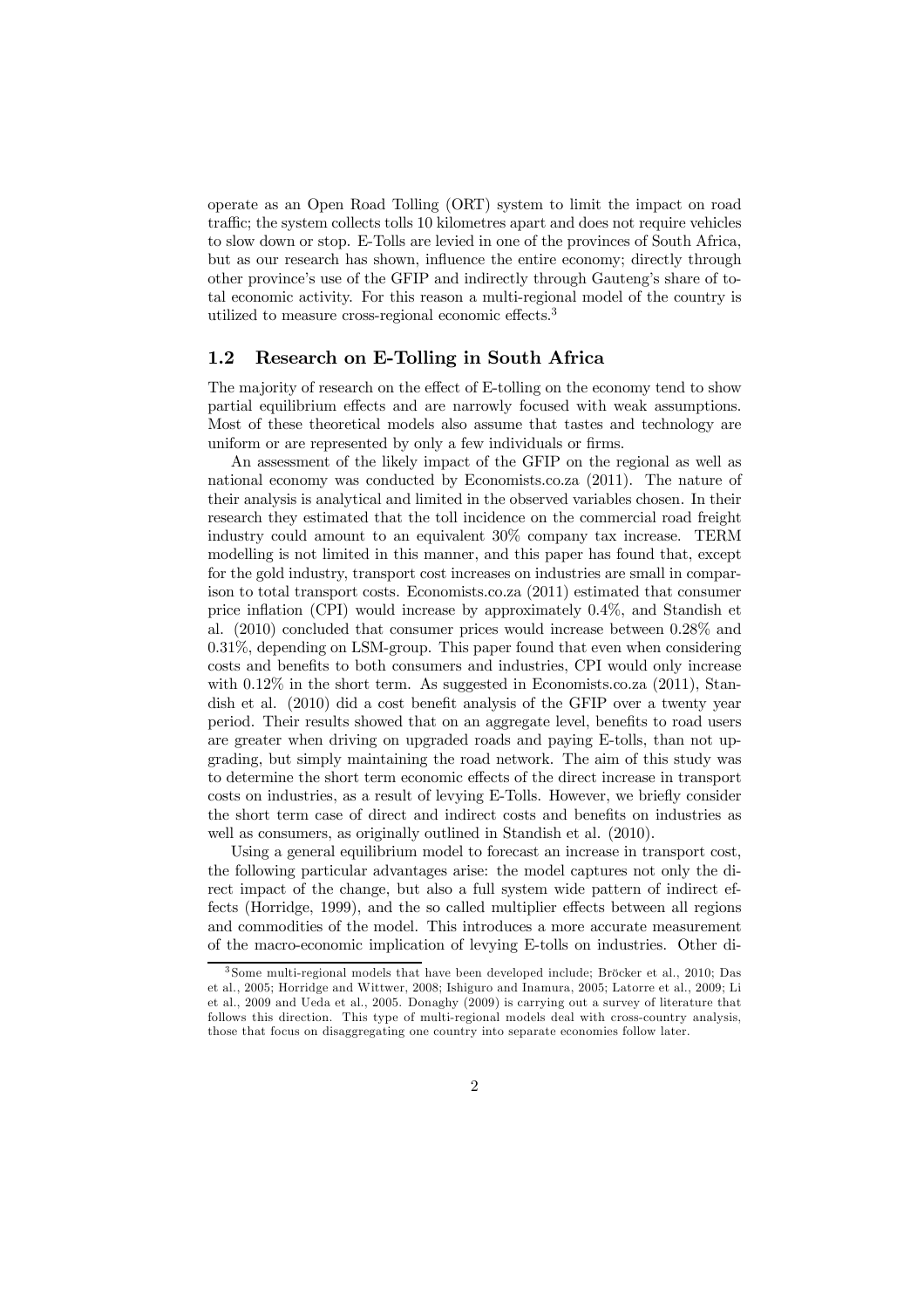operate as an Open Road Tolling (ORT) system to limit the impact on road traffic; the system collects tolls 10 kilometres apart and does not require vehicles to slow down or stop. E-Tolls are levied in one of the provinces of South Africa, but as our research has shown, influence the entire economy; directly through other province's use of the GFIP and indirectly through Gauteng's share of total economic activity. For this reason a multi-regional model of the country is utilized to measure cross-regional economic effects.[3]

## 1.2 Research on E-Tolling in South Africa

The majority of research on the effect of E-tolling on the economy tend to show partial equilibrium effects and are narrowly focused with weak assumptions. Most of these theoretical models also assume that tastes and technology are uniform or are represented by only a few individuals or firms.

An assessment of the likely impact of the GFIP on the regional as well as national economy was conducted by Economists.co.za (2011). The nature of their analysis is analytical and limited in the observed variables chosen. In their research they estimated that the toll incidence on the commercial road freight industry could amount to an equivalent 30% company tax increase. TERM modelling is not limited in this manner, and this paper has found that, except for the gold industry, transport cost increases on industries are small in comparison to total transport costs. Economists.co.za (2011) estimated that consumer price inflation (CPI) would increase by approximately 0.4%, and Standish et al. (2010) concluded that consumer prices would increase between 0.28% and 0.31%, depending on LSM-group. This paper found that even when considering costs and benefits to both consumers and industries, CPI would only increase with 0.12% in the short term. As suggested in Economists.co.za (2011), Standish et al. (2010) did a cost benefit analysis of the GFIP over a twenty year period. Their results showed that on an aggregate level, benefits to road users are greater when driving on upgraded roads and paying E-tolls, than not upgrading, but simply maintaining the road network. The aim of this study was to determine the short term economic effects of the direct increase in transport costs on industries, as a result of levying E-Tolls. However, we briefly consider the short term case of direct and indirect costs and benefits on industries as well as consumers, as originally outlined in Standish et al. (2010).

Using a general equilibrium model to forecast an increase in transport cost, the following particular advantages arise: the model captures not only the direct impact of the change, but also a full system wide pattern of indirect effects (Horridge, 1999), and the so called multiplier effects between all regions and commodities of the model. This introduces a more accurate measurement of the macro-economic implication of levying E-tolls on industries. Other di-

[3] Some multi-regional models that have been developed include; Bröcker et al., 2010; Das et al., 2005; Horridge and Wittwer, 2008; Ishiguro and Inamura, 2005; Latorre et al., 2009; Li et al., 2009 and Ueda et al., 2005. Donaghy (2009) is carrying out a survey of literature that follows this direction. This type of multi-regional models deal with cross-country analysis, those that focus on disaggregating one country into separate economies follow later.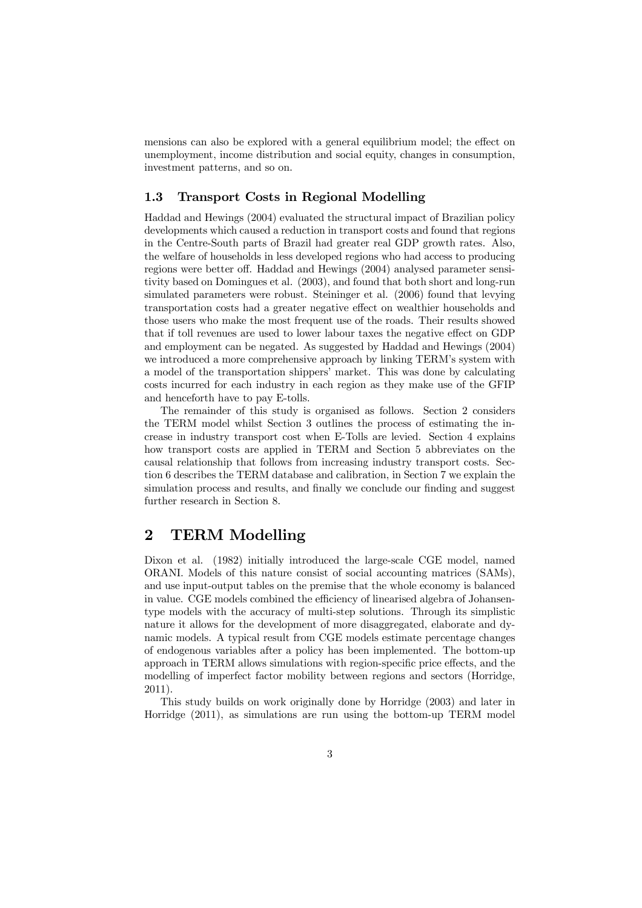mensions can also be explored with a general equilibrium model; the effect on unemployment, income distribution and social equity, changes in consumption, investment patterns, and so on.

### 1.3 Transport Costs in Regional Modelling

Haddad and Hewings (2004) evaluated the structural impact of Brazilian policy developments which caused a reduction in transport costs and found that regions in the Centre-South parts of Brazil had greater real GDP growth rates. Also, the welfare of households in less developed regions who had access to producing regions were better off. Haddad and Hewings (2004) analysed parameter sensitivity based on Domingues et al. (2003), and found that both short and long-run simulated parameters were robust. Steininger et al. (2006) found that levying transportation costs had a greater negative effect on wealthier households and those users who make the most frequent use of the roads. Their results showed that if toll revenues are used to lower labour taxes the negative effect on GDP and employment can be negated. As suggested by Haddad and Hewings (2004) we introduced a more comprehensive approach by linking TERM's system with a model of the transportation shippers' market. This was done by calculating costs incurred for each industry in each region as they make use of the GFIP and henceforth have to pay E-tolls.

The remainder of this study is organised as follows. Section 2 considers the TERM model whilst Section 3 outlines the process of estimating the increase in industry transport cost when E-Tolls are levied. Section 4 explains how transport costs are applied in TERM and Section 5 abbreviates on the causal relationship that follows from increasing industry transport costs. Section 6 describes the TERM database and calibration, in Section 7 we explain the simulation process and results, and finally we conclude our finding and suggest further research in Section 8.

## 2 TERM Modelling

Dixon et al. (1982) initially introduced the large-scale CGE model, named ORANI. Models of this nature consist of social accounting matrices (SAMs), and use input-output tables on the premise that the whole economy is balanced in value. CGE models combined the efficiency of linearised algebra of Johansen-type models with the accuracy of multi-step solutions. Through its simplistic nature it allows for the development of more disaggregated, elaborate and dynamic models. A typical result from CGE models estimate percentage changes of endogenous variables after a policy has been implemented. The bottom-up approach in TERM allows simulations with region-specific price effects, and the modelling of imperfect factor mobility between regions and sectors (Horridge, 2011).

This study builds on work originally done by Horridge (2003) and later in Horridge (2011), as simulations are run using the bottom-up TERM model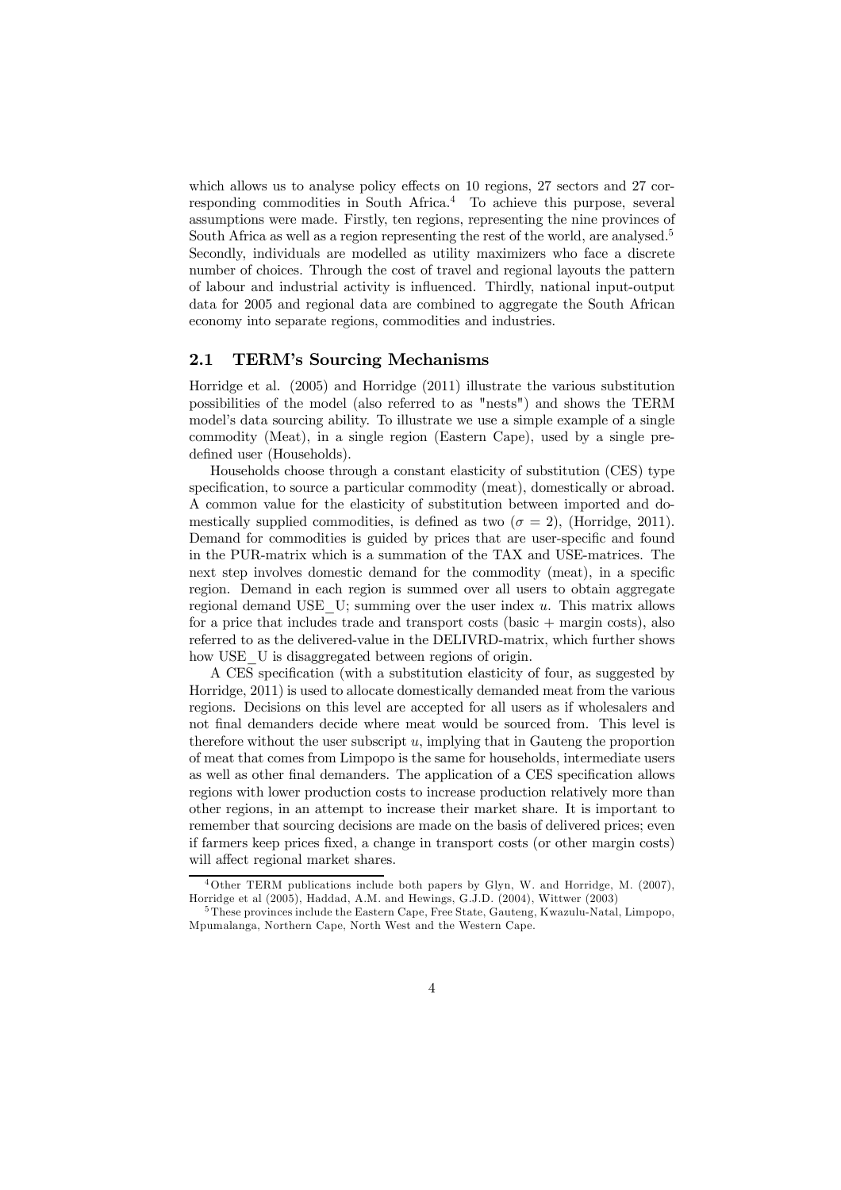which allows us to analyse policy effects on 10 regions, 27 sectors and 27 corresponding commodities in South Africa.[4] To achieve this purpose, several assumptions were made. Firstly, ten regions, representing the nine provinces of South Africa as well as a region representing the rest of the world, are analysed.[5] Secondly, individuals are modelled as utility maximizers who face a discrete number of choices. Through the cost of travel and regional layouts the pattern of labour and industrial activity is influenced. Thirdly, national input-output data for 2005 and regional data are combined to aggregate the South African economy into separate regions, commodities and industries.

## 2.1 TERM's Sourcing Mechanisms

Horridge et al. (2005) and Horridge (2011) illustrate the various substitution possibilities of the model (also referred to as "nests") and shows the TERM model's data sourcing ability. To illustrate we use a simple example of a single commodity (Meat), in a single region (Eastern Cape), used by a single predefined user (Households).

Households choose through a constant elasticity of substitution (CES) type specification, to source a particular commodity (meat), domestically or abroad. A common value for the elasticity of substitution between imported and domestically supplied commodities, is defined as two ($\sigma = 2$), (Horridge, 2011). Demand for commodities is guided by prices that are user-specific and found in the PUR-matrix which is a summation of the TAX and USE-matrices. The next step involves domestic demand for the commodity (meat), in a specific region. Demand in each region is summed over all users to obtain aggregate regional demand USE_U; summing over the user index $u$. This matrix allows for a price that includes trade and transport costs (basic + margin costs), also referred to as the delivered-value in the DELIVRD-matrix, which further shows how USE_U is disaggregated between regions of origin.

A CES specification (with a substitution elasticity of four, as suggested by Horridge, 2011) is used to allocate domestically demanded meat from the various regions. Decisions on this level are accepted for all users as if wholesalers and not final demanders decide where meat would be sourced from. This level is therefore without the user subscript $u$, implying that in Gauteng the proportion of meat that comes from Limpopo is the same for households, intermediate users as well as other final demanders. The application of a CES specification allows regions with lower production costs to increase production relatively more than other regions, in an attempt to increase their market share. It is important to remember that sourcing decisions are made on the basis of delivered prices; even if farmers keep prices fixed, a change in transport costs (or other margin costs) will affect regional market shares.

[4] Other TERM publications include both papers by Glyn, W. and Horridge, M. (2007), Horridge et al (2005), Haddad, A.M. and Hewings, G.J.D. (2004), Wittwer (2003)

[5] These provinces include the Eastern Cape, Free State, Gauteng, Kwazulu-Natal, Limpopo, Mpumalanga, Northern Cape, North West and the Western Cape.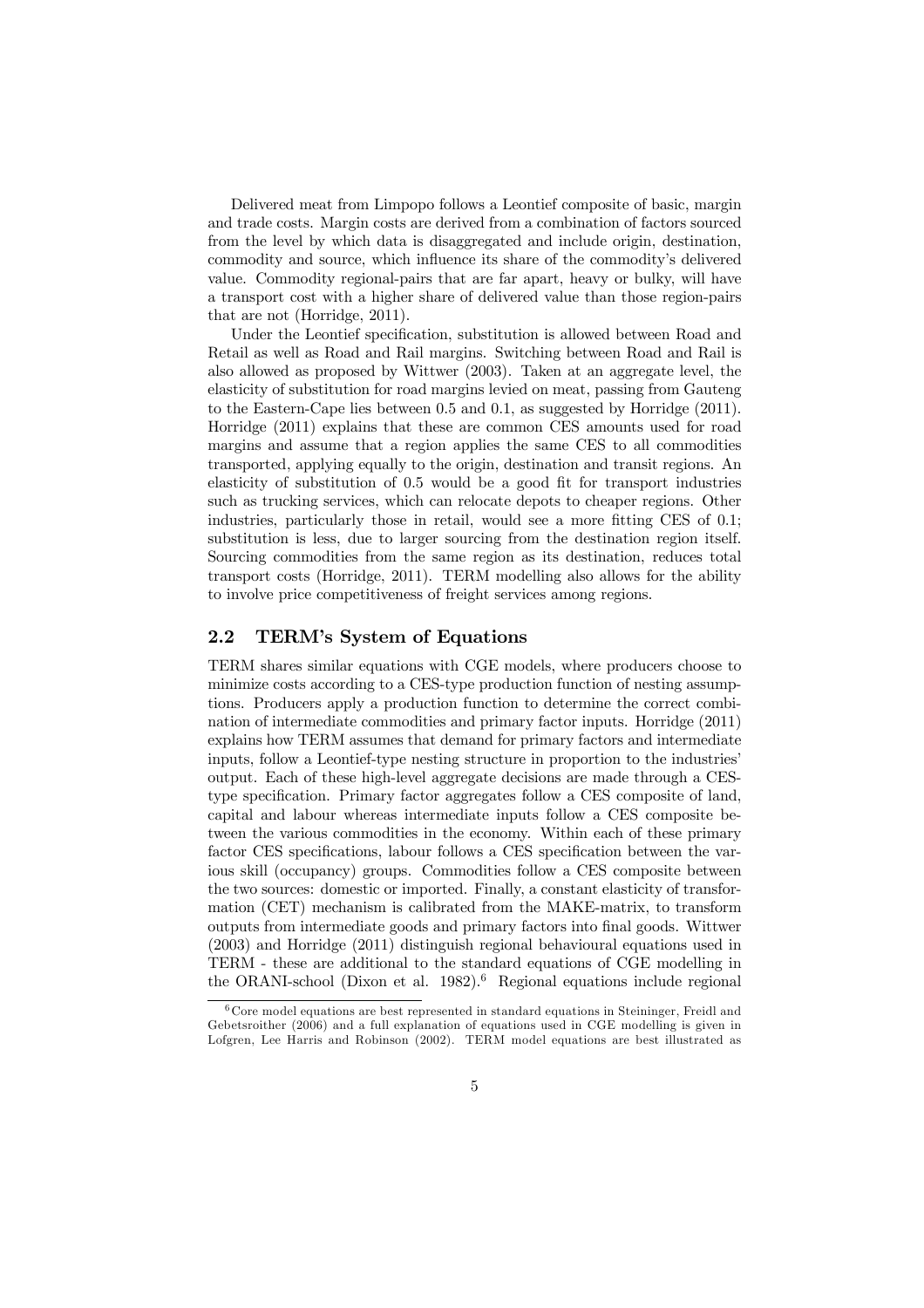Delivered meat from Limpopo follows a Leontief composite of basic, margin and trade costs. Margin costs are derived from a combination of factors sourced from the level by which data is disaggregated and include origin, destination, commodity and source, which influence its share of the commodity's delivered value. Commodity regional-pairs that are far apart, heavy or bulky, will have a transport cost with a higher share of delivered value than those region-pairs that are not (Horridge, 2011).

Under the Leontief specification, substitution is allowed between Road and Retail as well as Road and Rail margins. Switching between Road and Rail is also allowed as proposed by Wittwer (2003). Taken at an aggregate level, the elasticity of substitution for road margins levied on meat, passing from Gauteng to the Eastern-Cape lies between 0.5 and 0.1, as suggested by Horridge (2011). Horridge (2011) explains that these are common CES amounts used for road margins and assume that a region applies the same CES to all commodities transported, applying equally to the origin, destination and transit regions. An elasticity of substitution of 0.5 would be a good fit for transport industries such as trucking services, which can relocate depots to cheaper regions. Other industries, particularly those in retail, would see a more fitting CES of 0.1; substitution is less, due to larger sourcing from the destination region itself. Sourcing commodities from the same region as its destination, reduces total transport costs (Horridge, 2011). TERM modelling also allows for the ability to involve price competitiveness of freight services among regions.

## 2.2 TERM's System of Equations

TERM shares similar equations with CGE models, where producers choose to minimize costs according to a CES-type production function of nesting assumptions. Producers apply a production function to determine the correct combination of intermediate commodities and primary factor inputs. Horridge (2011) explains how TERM assumes that demand for primary factors and intermediate inputs, follow a Leontief-type nesting structure in proportion to the industries' output. Each of these high-level aggregate decisions are made through a CES-type specification. Primary factor aggregates follow a CES composite of land, capital and labour whereas intermediate inputs follow a CES composite between the various commodities in the economy. Within each of these primary factor CES specifications, labour follows a CES specification between the various skill (occupancy) groups. Commodities follow a CES composite between the two sources: domestic or imported. Finally, a constant elasticity of transformation (CET) mechanism is calibrated from the MAKE-matrix, to transform outputs from intermediate goods and primary factors into final goods. Wittwer (2003) and Horridge (2011) distinguish regional behavioural equations used in TERM - these are additional to the standard equations of CGE modelling in the ORANI-school (Dixon et al. 1982).[6] Regional equations include regional

[6] Core model equations are best represented in standard equations in Steininger, Freidl and Gebetsroither (2006) and a full explanation of equations used in CGE modelling is given in Lofgren, Lee Harris and Robinson (2002). TERM model equations are best illustrated as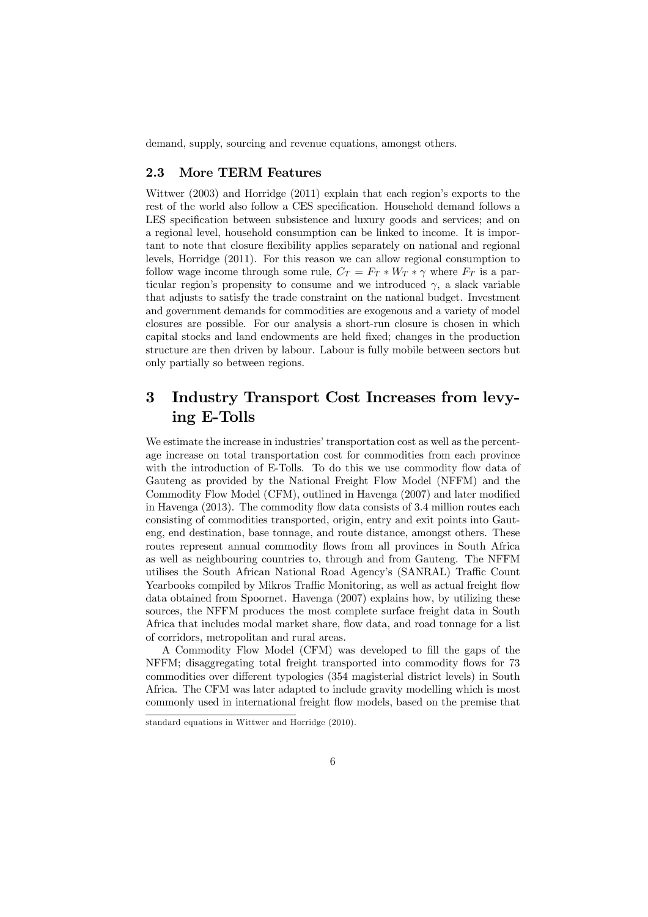demand, supply, sourcing and revenue equations, amongst others.

### 2.3 More TERM Features

Wittwer (2003) and Horridge (2011) explain that each region's exports to the rest of the world also follow a CES specification. Household demand follows a LES specification between subsistence and luxury goods and services; and on a regional level, household consumption can be linked to income. It is important to note that closure flexibility applies separately on national and regional levels, Horridge (2011). For this reason we can allow regional consumption to follow wage income through some rule, $C_T = F_T * W_T * \gamma$ where $F_T$ is a particular region's propensity to consume and we introduced $\gamma$, a slack variable that adjusts to satisfy the trade constraint on the national budget. Investment and government demands for commodities are exogenous and a variety of model closures are possible. For our analysis a short-run closure is chosen in which capital stocks and land endowments are held fixed; changes in the production structure are then driven by labour. Labour is fully mobile between sectors but only partially so between regions.

## 3 Industry Transport Cost Increases from levying E-Tolls

We estimate the increase in industries' transportation cost as well as the percentage increase on total transportation cost for commodities from each province with the introduction of E-Tolls. To do this we use commodity flow data of Gauteng as provided by the National Freight Flow Model (NFFM) and the Commodity Flow Model (CFM), outlined in Havenga (2007) and later modified in Havenga (2013). The commodity flow data consists of 3.4 million routes each consisting of commodities transported, origin, entry and exit points into Gauteng, end destination, base tonnage, and route distance, amongst others. These routes represent annual commodity flows from all provinces in South Africa as well as neighbouring countries to, through and from Gauteng. The NFFM utilises the South African National Road Agency's (SANRAL) Traffic Count Yearbooks compiled by Mikros Traffic Monitoring, as well as actual freight flow data obtained from Spoornet. Havenga (2007) explains how, by utilizing these sources, the NFFM produces the most complete surface freight data in South Africa that includes modal market share, flow data, and road tonnage for a list of corridors, metropolitan and rural areas.

A Commodity Flow Model (CFM) was developed to fill the gaps of the NFFM; disaggregating total freight transported into commodity flows for 73 commodities over different typologies (354 magisterial district levels) in South Africa. The CFM was later adapted to include gravity modelling which is most commonly used in international freight flow models, based on the premise that

standard equations in Wittwer and Horridge (2010).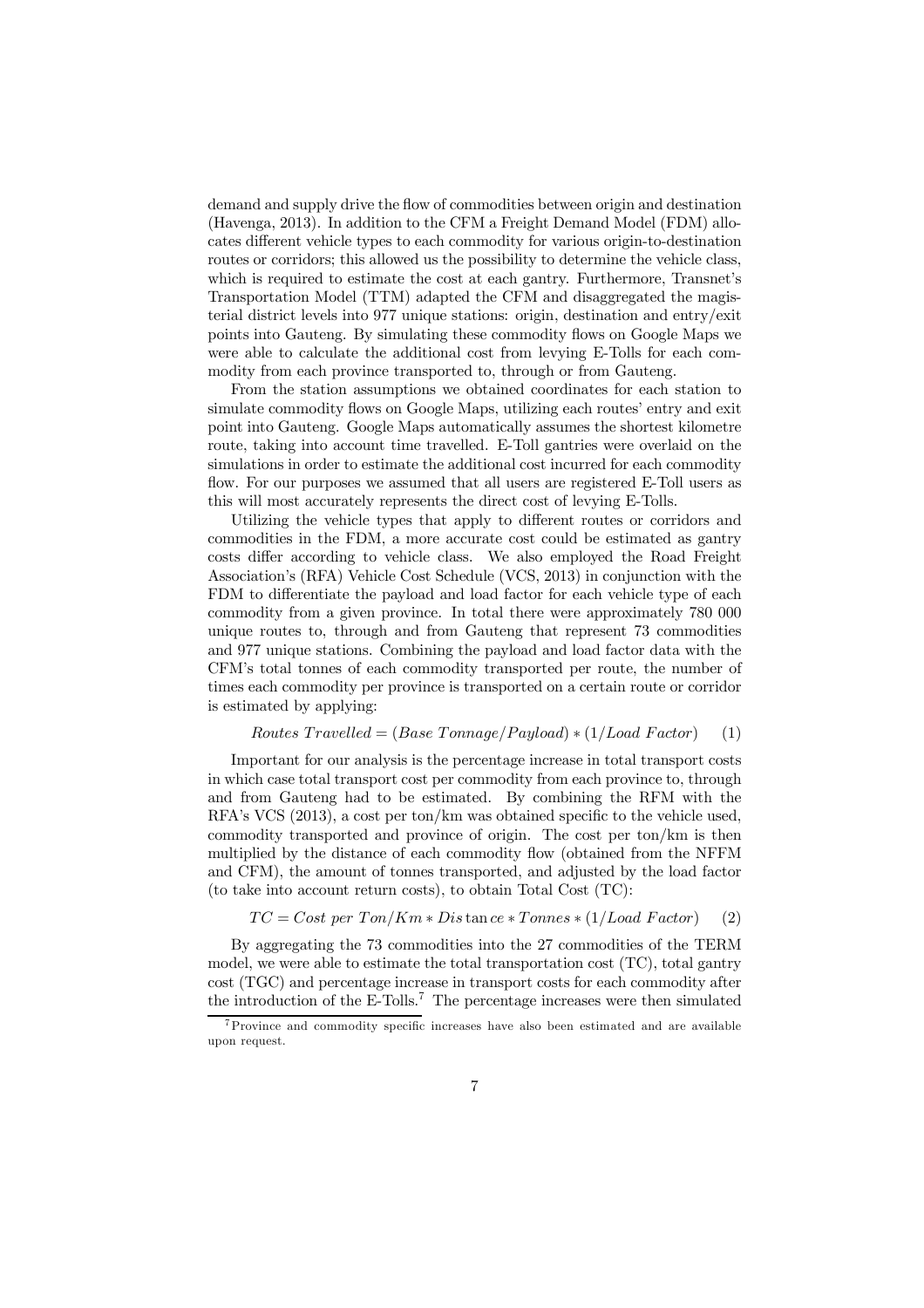demand and supply drive the flow of commodities between origin and destination (Havenga, 2013). In addition to the CFM a Freight Demand Model (FDM) allocates different vehicle types to each commodity for various origin-to-destination routes or corridors; this allowed us the possibility to determine the vehicle class, which is required to estimate the cost at each gantry. Furthermore, Transnet's Transportation Model (TTM) adapted the CFM and disaggregated the magisterial district levels into 977 unique stations: origin, destination and entry/exit points into Gauteng. By simulating these commodity flows on Google Maps we were able to calculate the additional cost from levying E-Tolls for each commodity from each province transported to, through or from Gauteng.

From the station assumptions we obtained coordinates for each station to simulate commodity flows on Google Maps, utilizing each routes' entry and exit point into Gauteng. Google Maps automatically assumes the shortest kilometre route, taking into account time travelled. E-Toll gantries were overlaid on the simulations in order to estimate the additional cost incurred for each commodity flow. For our purposes we assumed that all users are registered E-Toll users as this will most accurately represents the direct cost of levying E-Tolls.

Utilizing the vehicle types that apply to different routes or corridors and commodities in the FDM, a more accurate cost could be estimated as gantry costs differ according to vehicle class. We also employed the Road Freight Association's (RFA) Vehicle Cost Schedule (VCS, 2013) in conjunction with the FDM to differentiate the payload and load factor for each vehicle type of each commodity from a given province. In total there were approximately 780 000 unique routes to, through and from Gauteng that represent 73 commodities and 977 unique stations. Combining the payload and load factor data with the CFM's total tonnes of each commodity transported per route, the number of times each commodity per province is transported on a certain route or corridor is estimated by applying:

$$Routes\ Travelled = (Base\ Tonnage/Payload) * (1/Load\ Factor) \quad (1)$$

Important for our analysis is the percentage increase in total transport costs in which case total transport cost per commodity from each province to, through and from Gauteng had to be estimated. By combining the RFM with the RFA's VCS (2013), a cost per ton/km was obtained specific to the vehicle used, commodity transported and province of origin. The cost per ton/km is then multiplied by the distance of each commodity flow (obtained from the NFFM and CFM), the amount of tonnes transported, and adjusted by the load factor (to take into account return costs), to obtain Total Cost (TC):

$$TC = Cost\ per\ Ton/Km * Distance * Tonnes * (1/Load\ Factor) \quad (2)$$

By aggregating the 73 commodities into the 27 commodities of the TERM model, we were able to estimate the total transportation cost (TC), total gantry cost (TGC) and percentage increase in transport costs for each commodity after the introduction of the E-Tolls.[7] The percentage increases were then simulated

[7] Province and commodity specific increases have also been estimated and are available upon request.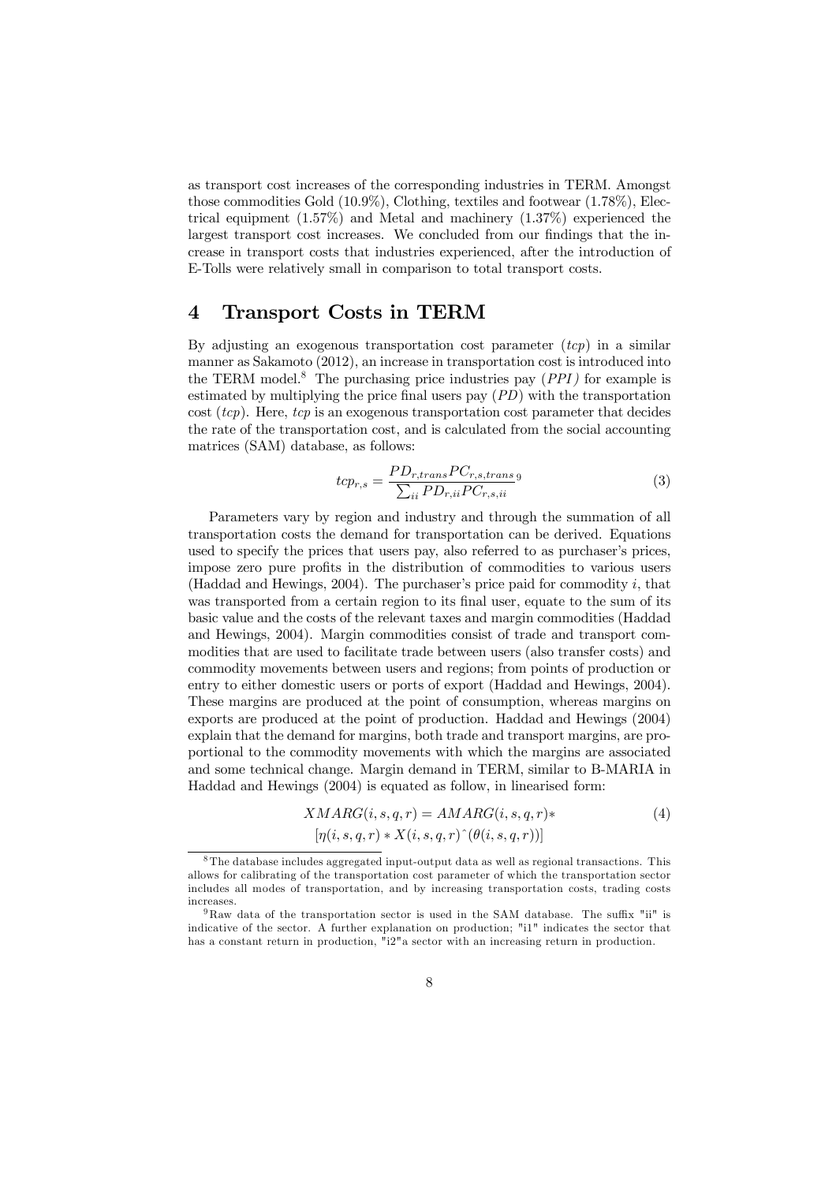as transport cost increases of the corresponding industries in TERM. Amongst those commodities Gold (10.9%), Clothing, textiles and footwear (1.78%), Electrical equipment (1.57%) and Metal and machinery (1.37%) experienced the largest transport cost increases. We concluded from our findings that the increase in transport costs that industries experienced, after the introduction of E-Tolls were relatively small in comparison to total transport costs.

# 4 Transport Costs in TERM

By adjusting an exogenous transportation cost parameter (*tcp*) in a similar manner as Sakamoto (2012), an increase in transportation cost is introduced into the TERM model.[8] The purchasing price industries pay (*PPI*) for example is estimated by multiplying the price final users pay (*PD*) with the transportation cost (*tcp*). Here, *tcp* is an exogenous transportation cost parameter that decides the rate of the transportation cost, and is calculated from the social accounting matrices (SAM) database, as follows:

$$tcp_{r,s} = \frac{PD_{r,trans} PC_{r,s,trans}}{\sum_{ii} PD_{r,ii} PC_{r,s,ii}} \text{[9]} \tag{3}$$

Parameters vary by region and industry and through the summation of all transportation costs the demand for transportation can be derived. Equations used to specify the prices that users pay, also referred to as purchaser's prices, impose zero pure profits in the distribution of commodities to various users (Haddad and Hewings, 2004). The purchaser's price paid for commodity $i$, that was transported from a certain region to its final user, equate to the sum of its basic value and the costs of the relevant taxes and margin commodities (Haddad and Hewings, 2004). Margin commodities consist of trade and transport commodities that are used to facilitate trade between users (also transfer costs) and commodity movements between users and regions; from points of production or entry to either domestic users or ports of export (Haddad and Hewings, 2004). These margins are produced at the point of consumption, whereas margins on exports are produced at the point of production. Haddad and Hewings (2004) explain that the demand for margins, both trade and transport margins, are proportional to the commodity movements with which the margins are associated and some technical change. Margin demand in TERM, similar to B-MARIA in Haddad and Hewings (2004) is equated as follow, in linearised form:

$$\begin{aligned} XMARG(i,s,q,r) = {} & AMARG(i,s,q,r) * \\ & [\eta(i,s,q,r) * X(i,s,q,r) \hat{\ } (\theta(i,s,q,r))] \end{aligned} \tag{4}$$

---

[8] The database includes aggregated input-output data as well as regional transactions. This allows for calibrating of the transportation cost parameter of which the transportation sector includes all modes of transportation, and by increasing transportation costs, trading costs increases.

[9] Raw data of the transportation sector is used in the SAM database. The suffix "ii" is indicative of the sector. A further explanation on production; "i1" indicates the sector that has a constant return in production, "i2"a sector with an increasing return in production.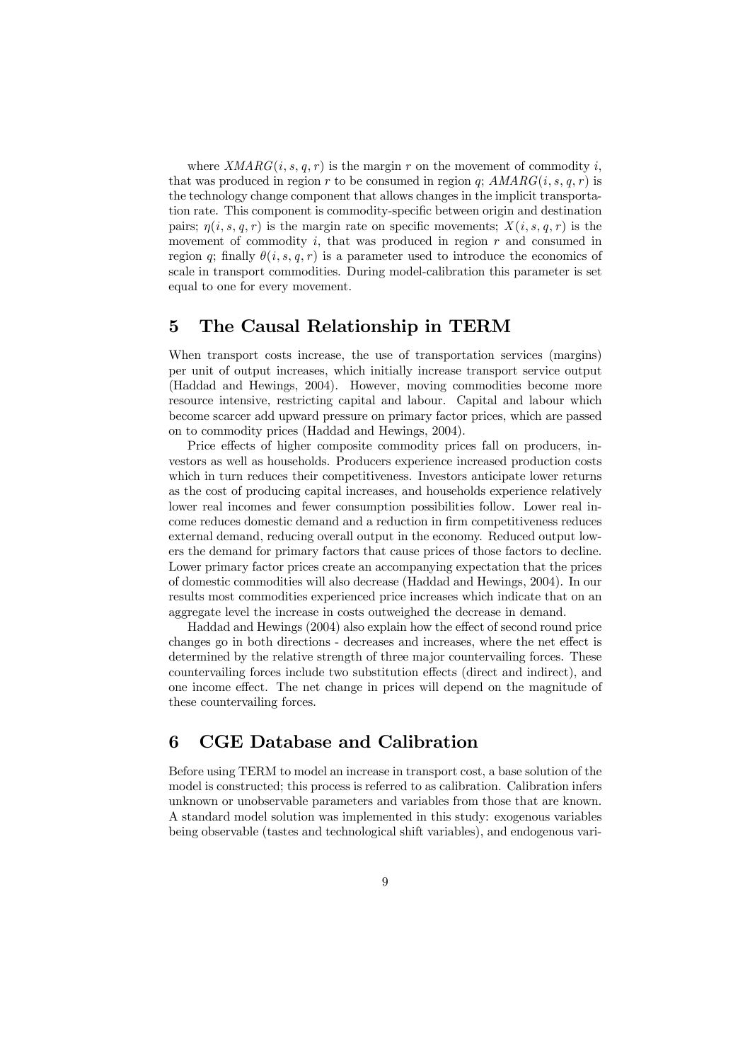where $XMARG(i, s, q, r)$ is the margin $r$ on the movement of commodity $i$, that was produced in region $r$ to be consumed in region $q$; $AMARG(i, s, q, r)$ is the technology change component that allows changes in the implicit transportation rate. This component is commodity-specific between origin and destination pairs; $\eta(i, s, q, r)$ is the margin rate on specific movements; $X(i, s, q, r)$ is the movement of commodity $i$, that was produced in region $r$ and consumed in region $q$; finally $\theta(i, s, q, r)$ is a parameter used to introduce the economics of scale in transport commodities. During model-calibration this parameter is set equal to one for every movement.

## 5 The Causal Relationship in TERM

When transport costs increase, the use of transportation services (margins) per unit of output increases, which initially increase transport service output (Haddad and Hewings, 2004). However, moving commodities become more resource intensive, restricting capital and labour. Capital and labour which become scarcer add upward pressure on primary factor prices, which are passed on to commodity prices (Haddad and Hewings, 2004).

Price effects of higher composite commodity prices fall on producers, investors as well as households. Producers experience increased production costs which in turn reduces their competitiveness. Investors anticipate lower returns as the cost of producing capital increases, and households experience relatively lower real incomes and fewer consumption possibilities follow. Lower real income reduces domestic demand and a reduction in firm competitiveness reduces external demand, reducing overall output in the economy. Reduced output lowers the demand for primary factors that cause prices of those factors to decline. Lower primary factor prices create an accompanying expectation that the prices of domestic commodities will also decrease (Haddad and Hewings, 2004). In our results most commodities experienced price increases which indicate that on an aggregate level the increase in costs outweighed the decrease in demand.

Haddad and Hewings (2004) also explain how the effect of second round price changes go in both directions - decreases and increases, where the net effect is determined by the relative strength of three major countervailing forces. These countervailing forces include two substitution effects (direct and indirect), and one income effect. The net change in prices will depend on the magnitude of these countervailing forces.

## 6 CGE Database and Calibration

Before using TERM to model an increase in transport cost, a base solution of the model is constructed; this process is referred to as calibration. Calibration infers unknown or unobservable parameters and variables from those that are known. A standard model solution was implemented in this study: exogenous variables being observable (tastes and technological shift variables), and endogenous vari-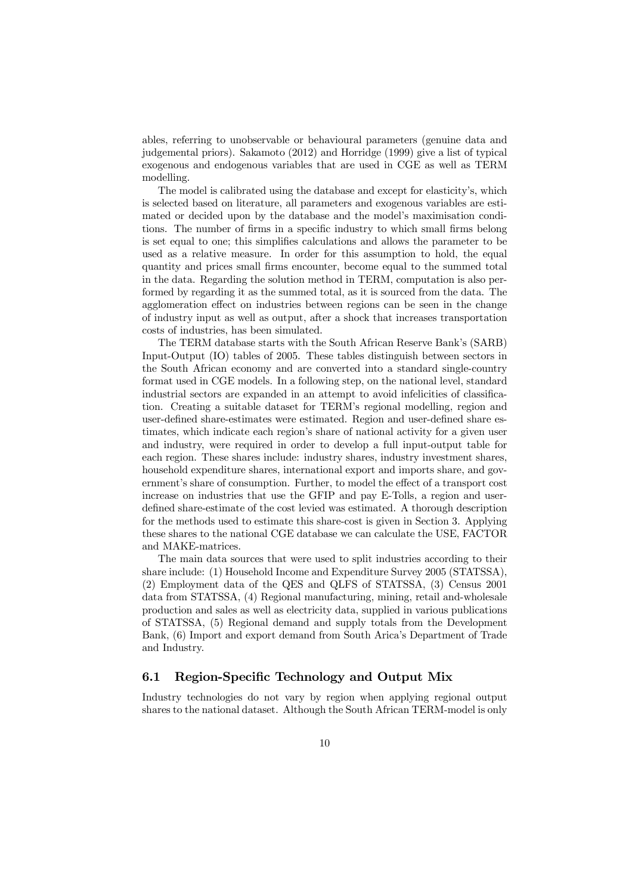ables, referring to unobservable or behavioural parameters (genuine data and judgemental priors). Sakamoto (2012) and Horridge (1999) give a list of typical exogenous and endogenous variables that are used in CGE as well as TERM modelling.

The model is calibrated using the database and except for elasticity's, which is selected based on literature, all parameters and exogenous variables are estimated or decided upon by the database and the model's maximisation conditions. The number of firms in a specific industry to which small firms belong is set equal to one; this simplifies calculations and allows the parameter to be used as a relative measure. In order for this assumption to hold, the equal quantity and prices small firms encounter, become equal to the summed total in the data. Regarding the solution method in TERM, computation is also performed by regarding it as the summed total, as it is sourced from the data. The agglomeration effect on industries between regions can be seen in the change of industry input as well as output, after a shock that increases transportation costs of industries, has been simulated.

The TERM database starts with the South African Reserve Bank's (SARB) Input-Output (IO) tables of 2005. These tables distinguish between sectors in the South African economy and are converted into a standard single-country format used in CGE models. In a following step, on the national level, standard industrial sectors are expanded in an attempt to avoid infelicities of classification. Creating a suitable dataset for TERM's regional modelling, region and user-defined share-estimates were estimated. Region and user-defined share estimates, which indicate each region's share of national activity for a given user and industry, were required in order to develop a full input-output table for each region. These shares include: industry shares, industry investment shares, household expenditure shares, international export and imports share, and government's share of consumption. Further, to model the effect of a transport cost increase on industries that use the GFIP and pay E-Tolls, a region and user-defined share-estimate of the cost levied was estimated. A thorough description for the methods used to estimate this share-cost is given in Section 3. Applying these shares to the national CGE database we can calculate the USE, FACTOR and MAKE-matrices.

The main data sources that were used to split industries according to their share include: (1) Household Income and Expenditure Survey 2005 (STATSSA), (2) Employment data of the QES and QLFS of STATSSA, (3) Census 2001 data from STATSSA, (4) Regional manufacturing, mining, retail and-wholesale production and sales as well as electricity data, supplied in various publications of STATSSA, (5) Regional demand and supply totals from the Development Bank, (6) Import and export demand from South Arica's Department of Trade and Industry.

## 6.1 Region-Specific Technology and Output Mix

Industry technologies do not vary by region when applying regional output shares to the national dataset. Although the South African TERM-model is only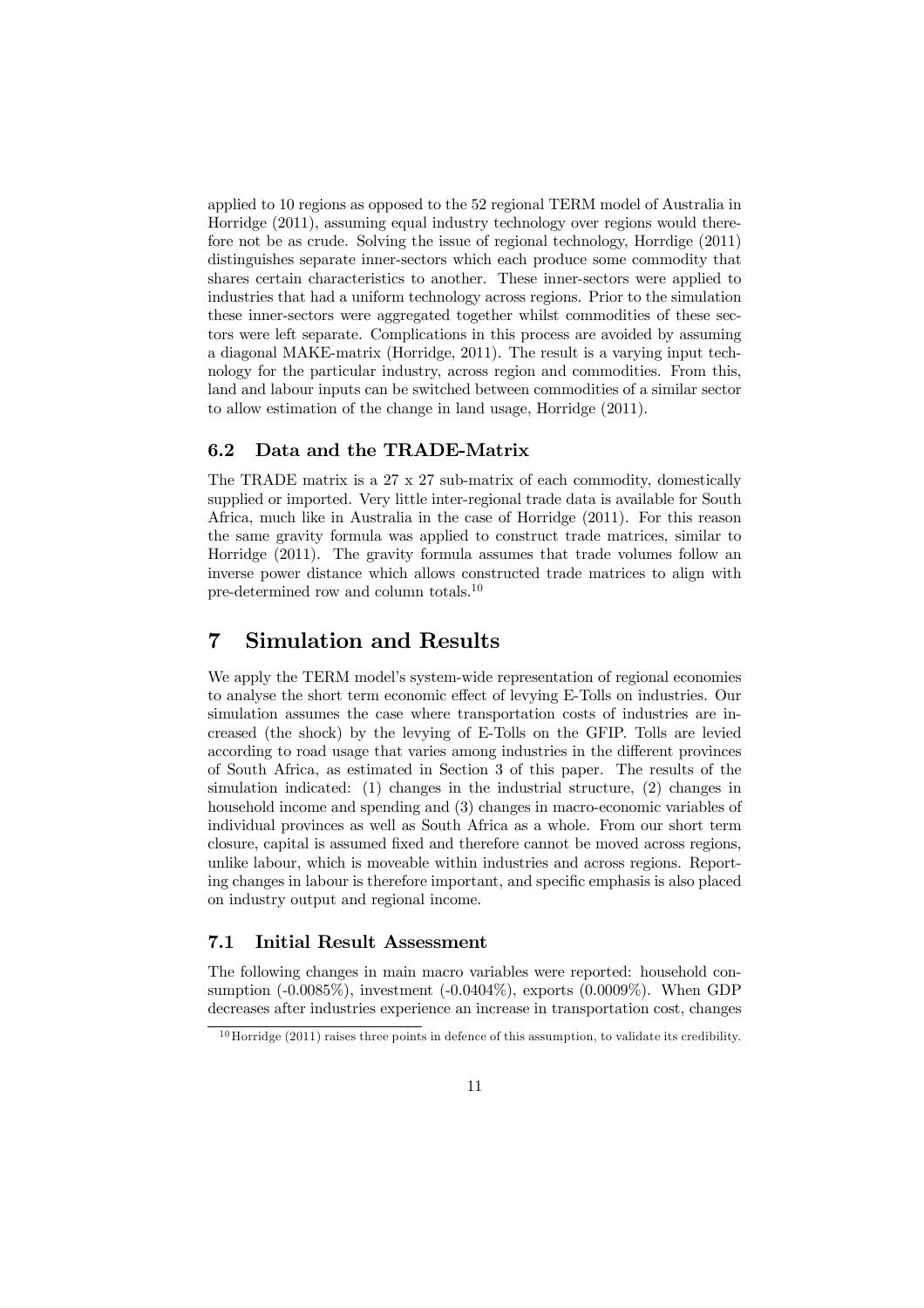applied to 10 regions as opposed to the 52 regional TERM model of Australia in Horridge (2011), assuming equal industry technology over regions would therefore not be as crude. Solving the issue of regional technology, Horrdige (2011) distinguishes separate inner-sectors which each produce some commodity that shares certain characteristics to another. These inner-sectors were applied to industries that had a uniform technology across regions. Prior to the simulation these inner-sectors were aggregated together whilst commodities of these sectors were left separate. Complications in this process are avoided by assuming a diagonal MAKE-matrix (Horridge, 2011). The result is a varying input technology for the particular industry, across region and commodities. From this, land and labour inputs can be switched between commodities of a similar sector to allow estimation of the change in land usage, Horridge (2011).

### 6.2 Data and the TRADE-Matrix

The TRADE matrix is a 27 x 27 sub-matrix of each commodity, domestically supplied or imported. Very little inter-regional trade data is available for South Africa, much like in Australia in the case of Horridge (2011). For this reason the same gravity formula was applied to construct trade matrices, similar to Horridge (2011). The gravity formula assumes that trade volumes follow an inverse power distance which allows constructed trade matrices to align with pre-determined row and column totals.[10]

## 7 Simulation and Results

We apply the TERM model's system-wide representation of regional economies to analyse the short term economic effect of levying E-Tolls on industries. Our simulation assumes the case where transportation costs of industries are increased (the shock) by the levying of E-Tolls on the GFIP. Tolls are levied according to road usage that varies among industries in the different provinces of South Africa, as estimated in Section 3 of this paper. The results of the simulation indicated: (1) changes in the industrial structure, (2) changes in household income and spending and (3) changes in macro-economic variables of individual provinces as well as South Africa as a whole. From our short term closure, capital is assumed fixed and therefore cannot be moved across regions, unlike labour, which is moveable within industries and across regions. Reporting changes in labour is therefore important, and specific emphasis is also placed on industry output and regional income.

### 7.1 Initial Result Assessment

The following changes in main macro variables were reported: household consumption (-0.0085%), investment (-0.0404%), exports (0.0009%). When GDP decreases after industries experience an increase in transportation cost, changes

[10] Horridge (2011) raises three points in defence of this assumption, to validate its credibility.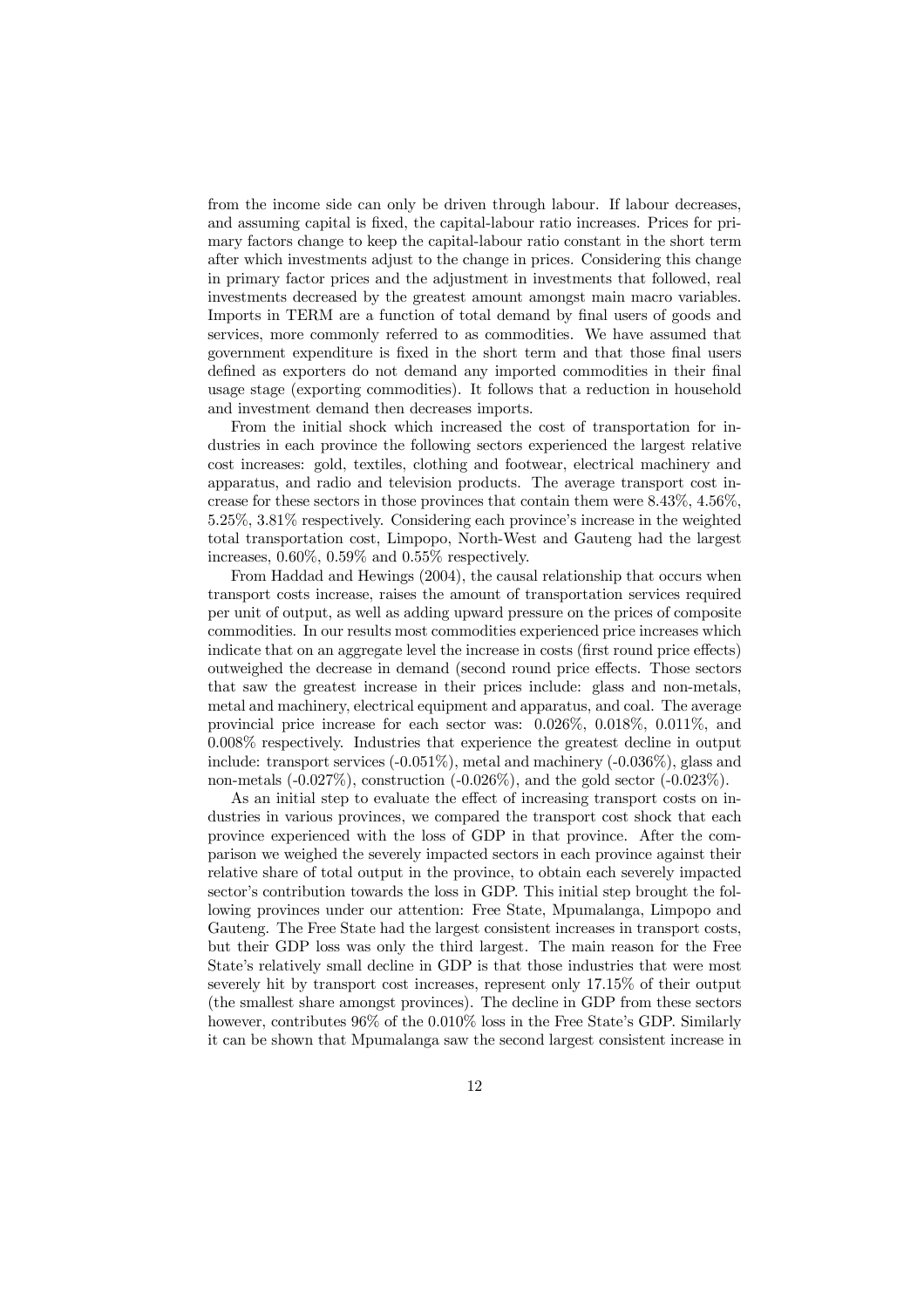from the income side can only be driven through labour. If labour decreases, and assuming capital is fixed, the capital-labour ratio increases. Prices for primary factors change to keep the capital-labour ratio constant in the short term after which investments adjust to the change in prices. Considering this change in primary factor prices and the adjustment in investments that followed, real investments decreased by the greatest amount amongst main macro variables. Imports in TERM are a function of total demand by final users of goods and services, more commonly referred to as commodities. We have assumed that government expenditure is fixed in the short term and that those final users defined as exporters do not demand any imported commodities in their final usage stage (exporting commodities). It follows that a reduction in household and investment demand then decreases imports.

From the initial shock which increased the cost of transportation for industries in each province the following sectors experienced the largest relative cost increases: gold, textiles, clothing and footwear, electrical machinery and apparatus, and radio and television products. The average transport cost increase for these sectors in those provinces that contain them were 8.43%, 4.56%, 5.25%, 3.81% respectively. Considering each province's increase in the weighted total transportation cost, Limpopo, North-West and Gauteng had the largest increases, 0.60%, 0.59% and 0.55% respectively.

From Haddad and Hewings (2004), the causal relationship that occurs when transport costs increase, raises the amount of transportation services required per unit of output, as well as adding upward pressure on the prices of composite commodities. In our results most commodities experienced price increases which indicate that on an aggregate level the increase in costs (first round price effects) outweighed the decrease in demand (second round price effects. Those sectors that saw the greatest increase in their prices include: glass and non-metals, metal and machinery, electrical equipment and apparatus, and coal. The average provincial price increase for each sector was: 0.026%, 0.018%, 0.011%, and 0.008% respectively. Industries that experience the greatest decline in output include: transport services (-0.051%), metal and machinery (-0.036%), glass and non-metals (-0.027%), construction (-0.026%), and the gold sector (-0.023%).

As an initial step to evaluate the effect of increasing transport costs on industries in various provinces, we compared the transport cost shock that each province experienced with the loss of GDP in that province. After the comparison we weighed the severely impacted sectors in each province against their relative share of total output in the province, to obtain each severely impacted sector's contribution towards the loss in GDP. This initial step brought the following provinces under our attention: Free State, Mpumalanga, Limpopo and Gauteng. The Free State had the largest consistent increases in transport costs, but their GDP loss was only the third largest. The main reason for the Free State's relatively small decline in GDP is that those industries that were most severely hit by transport cost increases, represent only 17.15% of their output (the smallest share amongst provinces). The decline in GDP from these sectors however, contributes 96% of the 0.010% loss in the Free State's GDP. Similarly it can be shown that Mpumalanga saw the second largest consistent increase in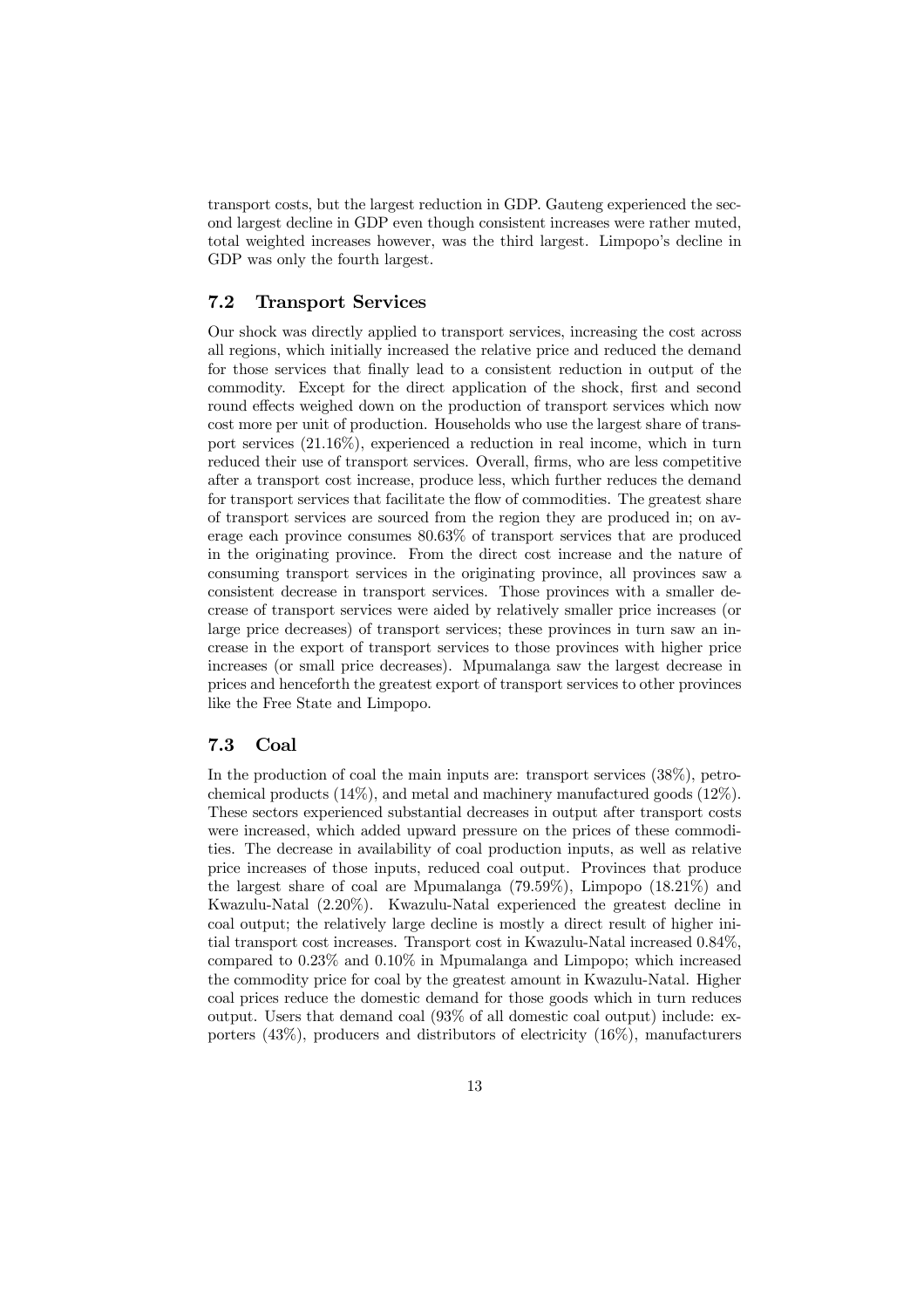transport costs, but the largest reduction in GDP. Gauteng experienced the second largest decline in GDP even though consistent increases were rather muted, total weighted increases however, was the third largest. Limpopo's decline in GDP was only the fourth largest.

### 7.2 Transport Services

Our shock was directly applied to transport services, increasing the cost across all regions, which initially increased the relative price and reduced the demand for those services that finally lead to a consistent reduction in output of the commodity. Except for the direct application of the shock, first and second round effects weighed down on the production of transport services which now cost more per unit of production. Households who use the largest share of transport services (21.16%), experienced a reduction in real income, which in turn reduced their use of transport services. Overall, firms, who are less competitive after a transport cost increase, produce less, which further reduces the demand for transport services that facilitate the flow of commodities. The greatest share of transport services are sourced from the region they are produced in; on average each province consumes 80.63% of transport services that are produced in the originating province. From the direct cost increase and the nature of consuming transport services in the originating province, all provinces saw a consistent decrease in transport services. Those provinces with a smaller decrease of transport services were aided by relatively smaller price increases (or large price decreases) of transport services; these provinces in turn saw an increase in the export of transport services to those provinces with higher price increases (or small price decreases). Mpumalanga saw the largest decrease in prices and henceforth the greatest export of transport services to other provinces like the Free State and Limpopo.

### 7.3 Coal

In the production of coal the main inputs are: transport services (38%), petrochemical products (14%), and metal and machinery manufactured goods (12%). These sectors experienced substantial decreases in output after transport costs were increased, which added upward pressure on the prices of these commodities. The decrease in availability of coal production inputs, as well as relative price increases of those inputs, reduced coal output. Provinces that produce the largest share of coal are Mpumalanga (79.59%), Limpopo (18.21%) and Kwazulu-Natal (2.20%). Kwazulu-Natal experienced the greatest decline in coal output; the relatively large decline is mostly a direct result of higher initial transport cost increases. Transport cost in Kwazulu-Natal increased 0.84%, compared to 0.23% and 0.10% in Mpumalanga and Limpopo; which increased the commodity price for coal by the greatest amount in Kwazulu-Natal. Higher coal prices reduce the domestic demand for those goods which in turn reduces output. Users that demand coal (93% of all domestic coal output) include: exporters (43%), producers and distributors of electricity (16%), manufacturers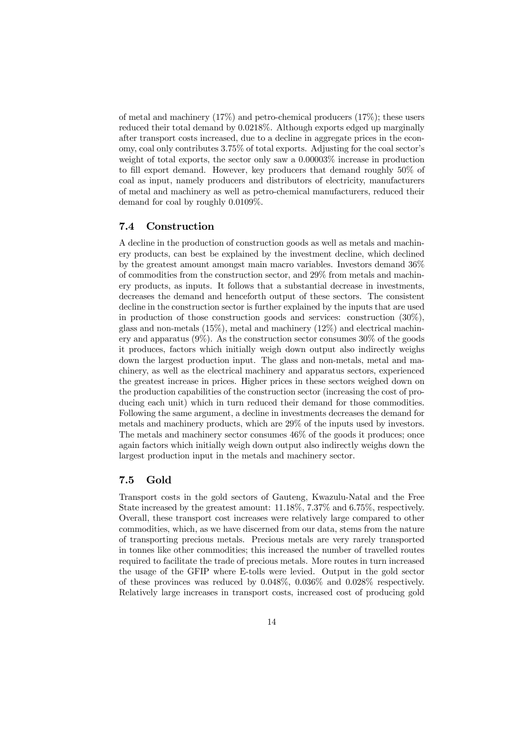of metal and machinery (17%) and petro-chemical producers (17%); these users reduced their total demand by 0.0218%. Although exports edged up marginally after transport costs increased, due to a decline in aggregate prices in the economy, coal only contributes 3.75% of total exports. Adjusting for the coal sector's weight of total exports, the sector only saw a 0.00003% increase in production to fill export demand. However, key producers that demand roughly 50% of coal as input, namely producers and distributors of electricity, manufacturers of metal and machinery as well as petro-chemical manufacturers, reduced their demand for coal by roughly 0.0109%.

### 7.4 Construction

A decline in the production of construction goods as well as metals and machinery products, can best be explained by the investment decline, which declined by the greatest amount amongst main macro variables. Investors demand 36% of commodities from the construction sector, and 29% from metals and machinery products, as inputs. It follows that a substantial decrease in investments, decreases the demand and henceforth output of these sectors. The consistent decline in the construction sector is further explained by the inputs that are used in production of those construction goods and services: construction (30%), glass and non-metals (15%), metal and machinery (12%) and electrical machinery and apparatus (9%). As the construction sector consumes 30% of the goods it produces, factors which initially weigh down output also indirectly weighs down the largest production input. The glass and non-metals, metal and machinery, as well as the electrical machinery and apparatus sectors, experienced the greatest increase in prices. Higher prices in these sectors weighed down on the production capabilities of the construction sector (increasing the cost of producing each unit) which in turn reduced their demand for those commodities. Following the same argument, a decline in investments decreases the demand for metals and machinery products, which are 29% of the inputs used by investors. The metals and machinery sector consumes 46% of the goods it produces; once again factors which initially weigh down output also indirectly weighs down the largest production input in the metals and machinery sector.

### 7.5 Gold

Transport costs in the gold sectors of Gauteng, Kwazulu-Natal and the Free State increased by the greatest amount: 11.18%, 7.37% and 6.75%, respectively. Overall, these transport cost increases were relatively large compared to other commodities, which, as we have discerned from our data, stems from the nature of transporting precious metals. Precious metals are very rarely transported in tonnes like other commodities; this increased the number of travelled routes required to facilitate the trade of precious metals. More routes in turn increased the usage of the GFIP where E-tolls were levied. Output in the gold sector of these provinces was reduced by 0.048%, 0.036% and 0.028% respectively. Relatively large increases in transport costs, increased cost of producing gold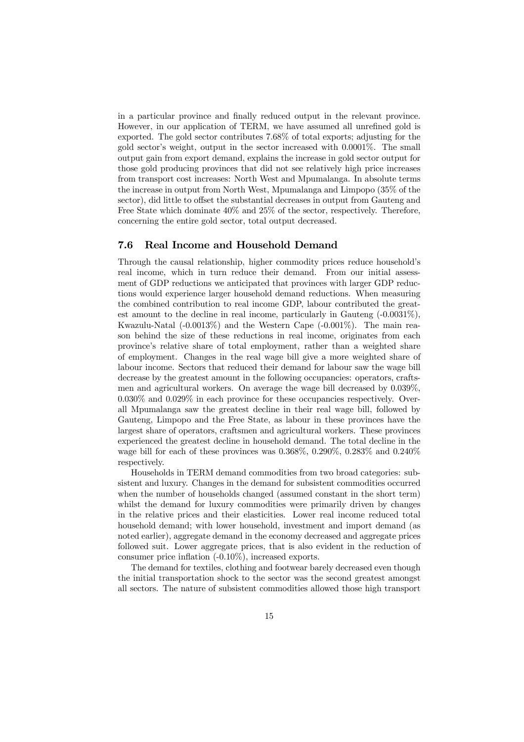in a particular province and finally reduced output in the relevant province. However, in our application of TERM, we have assumed all unrefined gold is exported. The gold sector contributes 7.68% of total exports; adjusting for the gold sector's weight, output in the sector increased with 0.0001%. The small output gain from export demand, explains the increase in gold sector output for those gold producing provinces that did not see relatively high price increases from transport cost increases: North West and Mpumalanga. In absolute terms the increase in output from North West, Mpumalanga and Limpopo (35% of the sector), did little to offset the substantial decreases in output from Gauteng and Free State which dominate 40% and 25% of the sector, respectively. Therefore, concerning the entire gold sector, total output decreased.

## 7.6 Real Income and Household Demand

Through the causal relationship, higher commodity prices reduce household's real income, which in turn reduce their demand. From our initial assessment of GDP reductions we anticipated that provinces with larger GDP reductions would experience larger household demand reductions. When measuring the combined contribution to real income GDP, labour contributed the greatest amount to the decline in real income, particularly in Gauteng (-0.0031%), Kwazulu-Natal (-0.0013%) and the Western Cape (-0.001%). The main reason behind the size of these reductions in real income, originates from each province's relative share of total employment, rather than a weighted share of employment. Changes in the real wage bill give a more weighted share of labour income. Sectors that reduced their demand for labour saw the wage bill decrease by the greatest amount in the following occupancies: operators, craftsmen and agricultural workers. On average the wage bill decreased by 0.039%, 0.030% and 0.029% in each province for these occupancies respectively. Overall Mpumalanga saw the greatest decline in their real wage bill, followed by Gauteng, Limpopo and the Free State, as labour in these provinces have the largest share of operators, craftsmen and agricultural workers. These provinces experienced the greatest decline in household demand. The total decline in the wage bill for each of these provinces was 0.368%, 0.290%, 0.283% and 0.240% respectively.

Households in TERM demand commodities from two broad categories: subsistent and luxury. Changes in the demand for subsistent commodities occurred when the number of households changed (assumed constant in the short term) whilst the demand for luxury commodities were primarily driven by changes in the relative prices and their elasticities. Lower real income reduced total household demand; with lower household, investment and import demand (as noted earlier), aggregate demand in the economy decreased and aggregate prices followed suit. Lower aggregate prices, that is also evident in the reduction of consumer price inflation (-0.10%), increased exports.

The demand for textiles, clothing and footwear barely decreased even though the initial transportation shock to the sector was the second greatest amongst all sectors. The nature of subsistent commodities allowed those high transport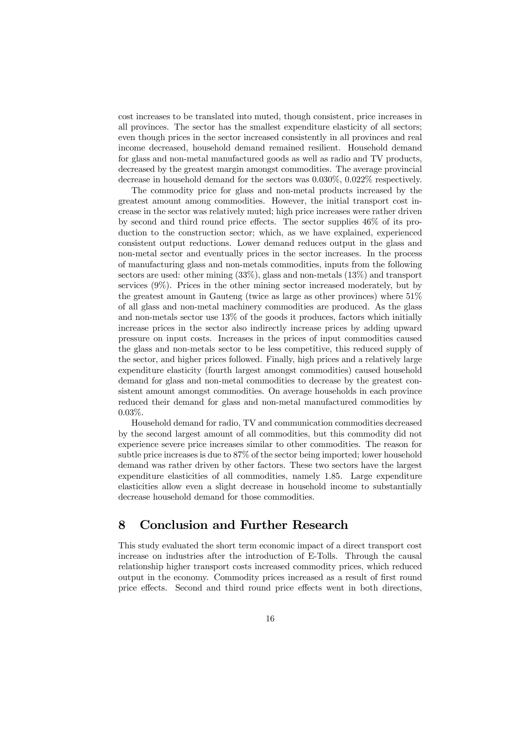cost increases to be translated into muted, though consistent, price increases in all provinces. The sector has the smallest expenditure elasticity of all sectors; even though prices in the sector increased consistently in all provinces and real income decreased, household demand remained resilient. Household demand for glass and non-metal manufactured goods as well as radio and TV products, decreased by the greatest margin amongst commodities. The average provincial decrease in household demand for the sectors was 0.030%, 0.022% respectively.

The commodity price for glass and non-metal products increased by the greatest amount among commodities. However, the initial transport cost increase in the sector was relatively muted; high price increases were rather driven by second and third round price effects. The sector supplies 46% of its production to the construction sector; which, as we have explained, experienced consistent output reductions. Lower demand reduces output in the glass and non-metal sector and eventually prices in the sector increases. In the process of manufacturing glass and non-metals commodities, inputs from the following sectors are used: other mining (33%), glass and non-metals (13%) and transport services (9%). Prices in the other mining sector increased moderately, but by the greatest amount in Gauteng (twice as large as other provinces) where 51% of all glass and non-metal machinery commodities are produced. As the glass and non-metals sector use 13% of the goods it produces, factors which initially increase prices in the sector also indirectly increase prices by adding upward pressure on input costs. Increases in the prices of input commodities caused the glass and non-metals sector to be less competitive, this reduced supply of the sector, and higher prices followed. Finally, high prices and a relatively large expenditure elasticity (fourth largest amongst commodities) caused household demand for glass and non-metal commodities to decrease by the greatest consistent amount amongst commodities. On average households in each province reduced their demand for glass and non-metal manufactured commodities by 0.03%.

Household demand for radio, TV and communication commodities decreased by the second largest amount of all commodities, but this commodity did not experience severe price increases similar to other commodities. The reason for subtle price increases is due to 87% of the sector being imported; lower household demand was rather driven by other factors. These two sectors have the largest expenditure elasticities of all commodities, namely 1.85. Large expenditure elasticities allow even a slight decrease in household income to substantially decrease household demand for those commodities.

## 8 Conclusion and Further Research

This study evaluated the short term economic impact of a direct transport cost increase on industries after the introduction of E-Tolls. Through the causal relationship higher transport costs increased commodity prices, which reduced output in the economy. Commodity prices increased as a result of first round price effects. Second and third round price effects went in both directions,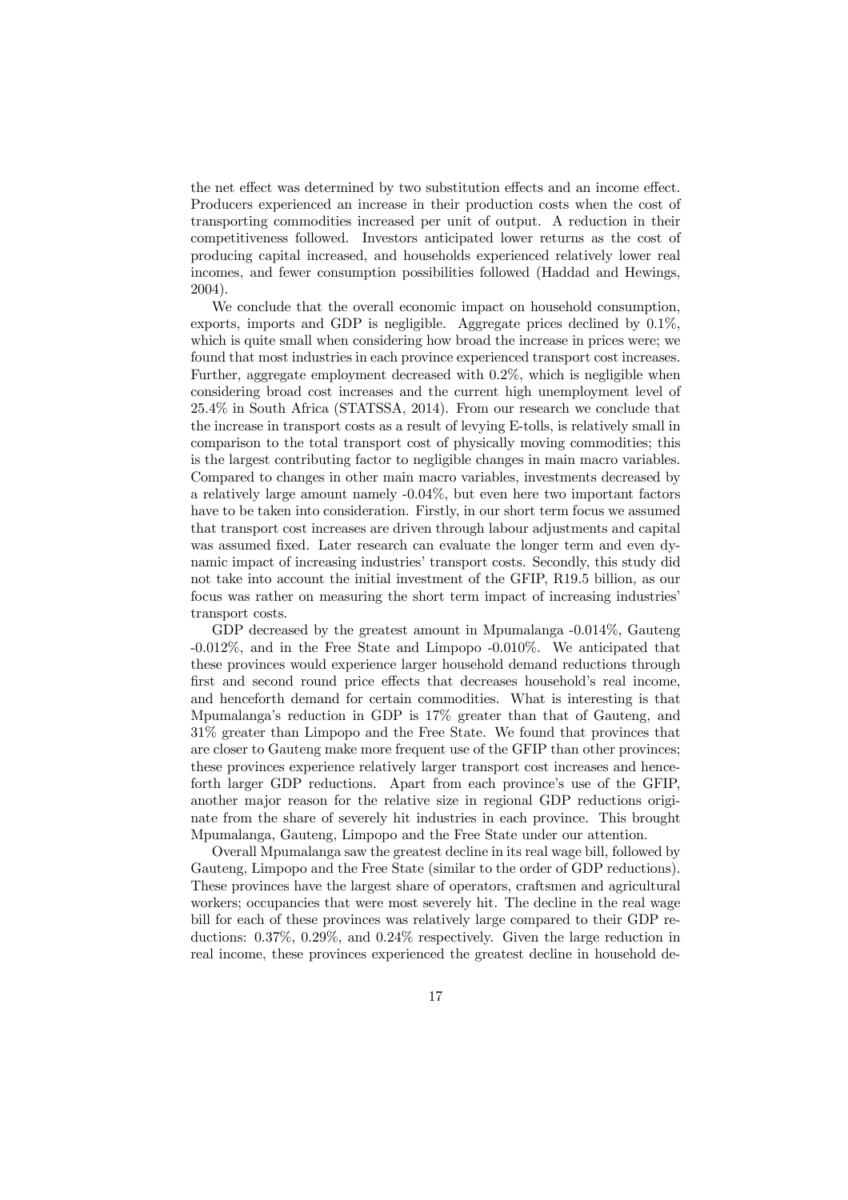the net effect was determined by two substitution effects and an income effect. Producers experienced an increase in their production costs when the cost of transporting commodities increased per unit of output. A reduction in their competitiveness followed. Investors anticipated lower returns as the cost of producing capital increased, and households experienced relatively lower real incomes, and fewer consumption possibilities followed (Haddad and Hewings, 2004).

We conclude that the overall economic impact on household consumption, exports, imports and GDP is negligible. Aggregate prices declined by 0.1%, which is quite small when considering how broad the increase in prices were; we found that most industries in each province experienced transport cost increases. Further, aggregate employment decreased with 0.2%, which is negligible when considering broad cost increases and the current high unemployment level of 25.4% in South Africa (STATSSA, 2014). From our research we conclude that the increase in transport costs as a result of levying E-tolls, is relatively small in comparison to the total transport cost of physically moving commodities; this is the largest contributing factor to negligible changes in main macro variables. Compared to changes in other main macro variables, investments decreased by a relatively large amount namely -0.04%, but even here two important factors have to be taken into consideration. Firstly, in our short term focus we assumed that transport cost increases are driven through labour adjustments and capital was assumed fixed. Later research can evaluate the longer term and even dynamic impact of increasing industries' transport costs. Secondly, this study did not take into account the initial investment of the GFIP, R19.5 billion, as our focus was rather on measuring the short term impact of increasing industries' transport costs.

GDP decreased by the greatest amount in Mpumalanga -0.014%, Gauteng -0.012%, and in the Free State and Limpopo -0.010%. We anticipated that these provinces would experience larger household demand reductions through first and second round price effects that decreases household's real income, and henceforth demand for certain commodities. What is interesting is that Mpumalanga's reduction in GDP is 17% greater than that of Gauteng, and 31% greater than Limpopo and the Free State. We found that provinces that are closer to Gauteng make more frequent use of the GFIP than other provinces; these provinces experience relatively larger transport cost increases and henceforth larger GDP reductions. Apart from each province's use of the GFIP, another major reason for the relative size in regional GDP reductions originate from the share of severely hit industries in each province. This brought Mpumalanga, Gauteng, Limpopo and the Free State under our attention.

Overall Mpumalanga saw the greatest decline in its real wage bill, followed by Gauteng, Limpopo and the Free State (similar to the order of GDP reductions). These provinces have the largest share of operators, craftsmen and agricultural workers; occupancies that were most severely hit. The decline in the real wage bill for each of these provinces was relatively large compared to their GDP reductions: 0.37%, 0.29%, and 0.24% respectively. Given the large reduction in real income, these provinces experienced the greatest decline in household de-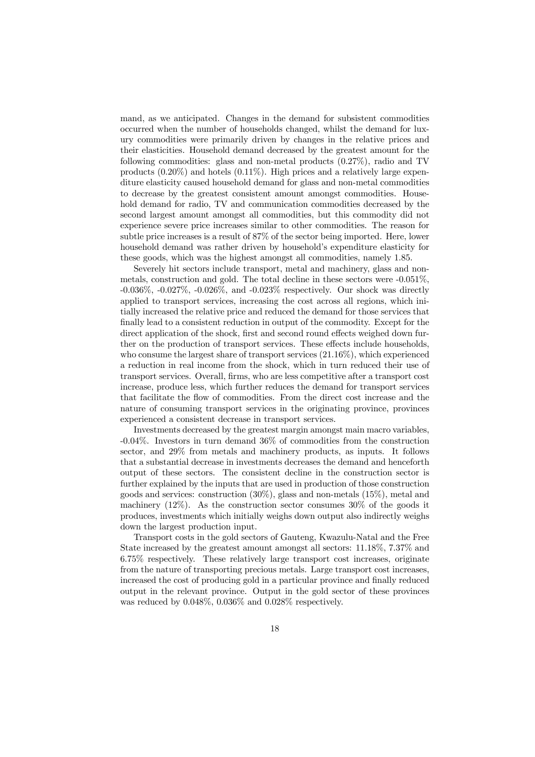mand, as we anticipated. Changes in the demand for subsistent commodities occurred when the number of households changed, whilst the demand for luxury commodities were primarily driven by changes in the relative prices and their elasticities. Household demand decreased by the greatest amount for the following commodities: glass and non-metal products (0.27%), radio and TV products (0.20%) and hotels (0.11%). High prices and a relatively large expenditure elasticity caused household demand for glass and non-metal commodities to decrease by the greatest consistent amount amongst commodities. Household demand for radio, TV and communication commodities decreased by the second largest amount amongst all commodities, but this commodity did not experience severe price increases similar to other commodities. The reason for subtle price increases is a result of 87% of the sector being imported. Here, lower household demand was rather driven by household's expenditure elasticity for these goods, which was the highest amongst all commodities, namely 1.85.

Severely hit sectors include transport, metal and machinery, glass and non-metals, construction and gold. The total decline in these sectors were -0.051%, -0.036%, -0.027%, -0.026%, and -0.023% respectively. Our shock was directly applied to transport services, increasing the cost across all regions, which initially increased the relative price and reduced the demand for those services that finally lead to a consistent reduction in output of the commodity. Except for the direct application of the shock, first and second round effects weighed down further on the production of transport services. These effects include households, who consume the largest share of transport services (21.16%), which experienced a reduction in real income from the shock, which in turn reduced their use of transport services. Overall, firms, who are less competitive after a transport cost increase, produce less, which further reduces the demand for transport services that facilitate the flow of commodities. From the direct cost increase and the nature of consuming transport services in the originating province, provinces experienced a consistent decrease in transport services.

Investments decreased by the greatest margin amongst main macro variables, -0.04%. Investors in turn demand 36% of commodities from the construction sector, and 29% from metals and machinery products, as inputs. It follows that a substantial decrease in investments decreases the demand and henceforth output of these sectors. The consistent decline in the construction sector is further explained by the inputs that are used in production of those construction goods and services: construction (30%), glass and non-metals (15%), metal and machinery (12%). As the construction sector consumes 30% of the goods it produces, investments which initially weighs down output also indirectly weighs down the largest production input.

Transport costs in the gold sectors of Gauteng, Kwazulu-Natal and the Free State increased by the greatest amount amongst all sectors: 11.18%, 7.37% and 6.75% respectively. These relatively large transport cost increases, originate from the nature of transporting precious metals. Large transport cost increases, increased the cost of producing gold in a particular province and finally reduced output in the relevant province. Output in the gold sector of these provinces was reduced by 0.048%, 0.036% and 0.028% respectively.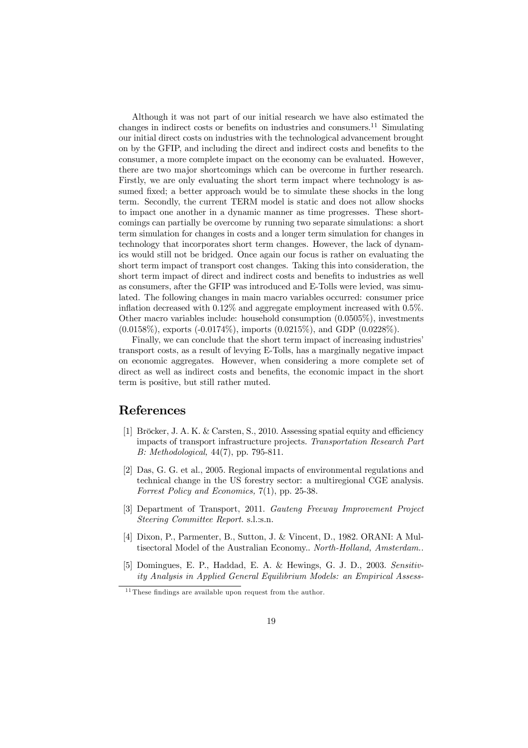Although it was not part of our initial research we have also estimated the changes in indirect costs or benefits on industries and consumers.[11] Simulating our initial direct costs on industries with the technological advancement brought on by the GFIP, and including the direct and indirect costs and benefits to the consumer, a more complete impact on the economy can be evaluated. However, there are two major shortcomings which can be overcome in further research. Firstly, we are only evaluating the short term impact where technology is assumed fixed; a better approach would be to simulate these shocks in the long term. Secondly, the current TERM model is static and does not allow shocks to impact one another in a dynamic manner as time progresses. These shortcomings can partially be overcome by running two separate simulations: a short term simulation for changes in costs and a longer term simulation for changes in technology that incorporates short term changes. However, the lack of dynamics would still not be bridged. Once again our focus is rather on evaluating the short term impact of transport cost changes. Taking this into consideration, the short term impact of direct and indirect costs and benefits to industries as well as consumers, after the GFIP was introduced and E-Tolls were levied, was simulated. The following changes in main macro variables occurred: consumer price inflation decreased with 0.12% and aggregate employment increased with 0.5%. Other macro variables include: household consumption (0.0505%), investments (0.0158%), exports (-0.0174%), imports (0.0215%), and GDP (0.0228%).

Finally, we can conclude that the short term impact of increasing industries' transport costs, as a result of levying E-Tolls, has a marginally negative impact on economic aggregates. However, when considering a more complete set of direct as well as indirect costs and benefits, the economic impact in the short term is positive, but still rather muted.

# References

[1] Bröcker, J. A. K. & Carsten, S., 2010. Assessing spatial equity and efficiency impacts of transport infrastructure projects. *Transportation Research Part B: Methodological,* 44(7), pp. 795-811.

[2] Das, G. G. et al., 2005. Regional impacts of environmental regulations and technical change in the US forestry sector: a multiregional CGE analysis. *Forrest Policy and Economics,* 7(1), pp. 25-38.

[3] Department of Transport, 2011. *Gauteng Freeway Improvement Project Steering Committee Report.* s.l.:s.n.

[4] Dixon, P., Parmenter, B., Sutton, J. & Vincent, D., 1982. ORANI: A Multisectoral Model of the Australian Economy.. *North-Holland, Amsterdam..*

[5] Domingues, E. P., Haddad, E. A. & Hewings, G. J. D., 2003. *Sensitivity Analysis in Applied General Equilibrium Models: an Empirical Assess-*

[11] These findings are available upon request from the author.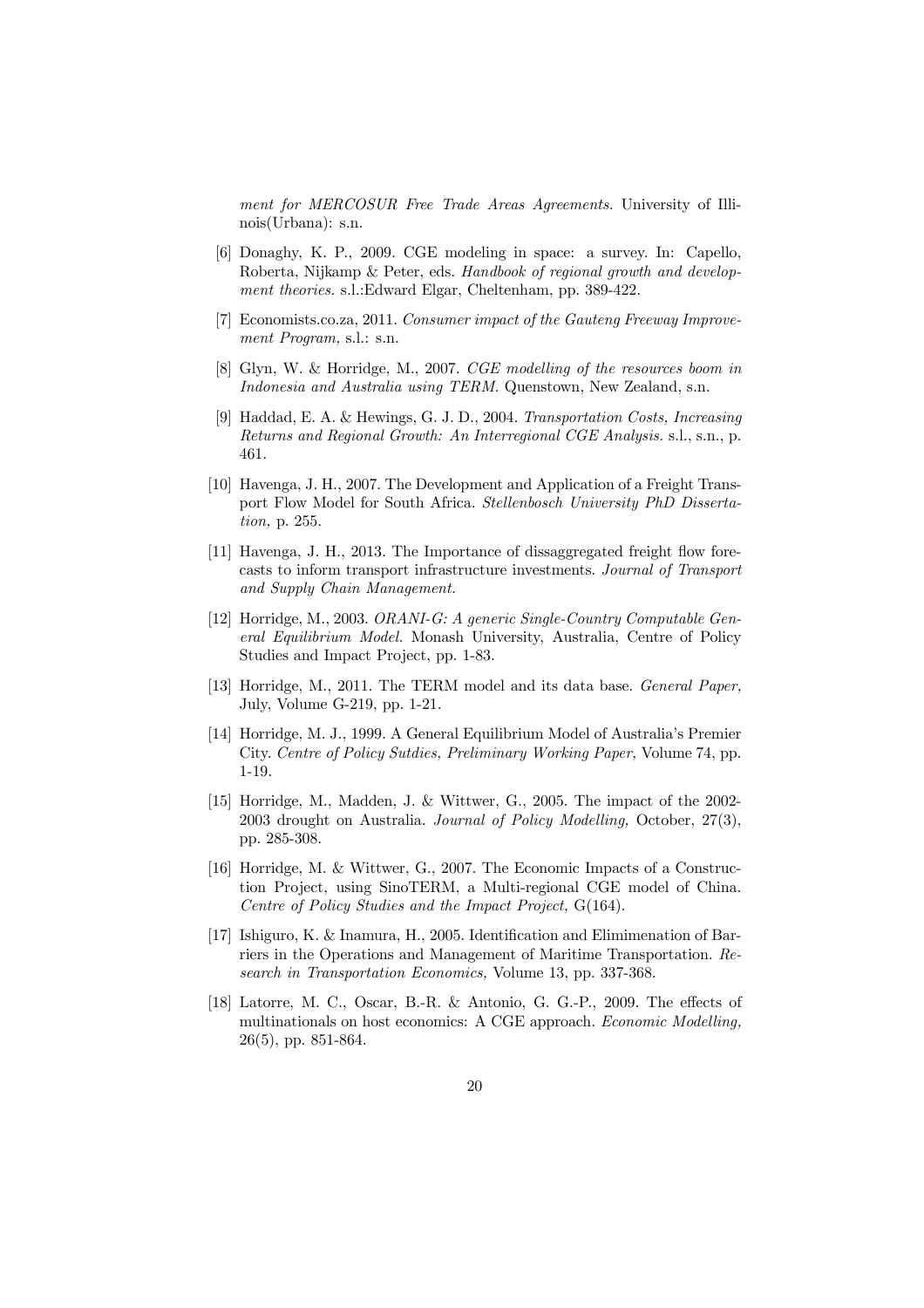*ment for MERCOSUR Free Trade Areas Agreements.* University of Illinois(Urbana): s.n.

[6] Donaghy, K. P., 2009. CGE modeling in space: a survey. In: Capello, Roberta, Nijkamp & Peter, eds. *Handbook of regional growth and development theories.* s.l.:Edward Elgar, Cheltenham, pp. 389-422.

[7] Economists.co.za, 2011. *Consumer impact of the Gauteng Freeway Improvement Program,* s.l.: s.n.

[8] Glyn, W. & Horridge, M., 2007. *CGE modelling of the resources boom in Indonesia and Australia using TERM.* Quenstown, New Zealand, s.n.

[9] Haddad, E. A. & Hewings, G. J. D., 2004. *Transportation Costs, Increasing Returns and Regional Growth: An Interregional CGE Analysis.* s.l., s.n., p. 461.

[10] Havenga, J. H., 2007. The Development and Application of a Freight Transport Flow Model for South Africa. *Stellenbosch University PhD Dissertation,* p. 255.

[11] Havenga, J. H., 2013. The Importance of dissaggregated freight flow forecasts to inform transport infrastructure investments. *Journal of Transport and Supply Chain Management.*

[12] Horridge, M., 2003. *ORANI-G: A generic Single-Country Computable General Equilibrium Model.* Monash University, Australia, Centre of Policy Studies and Impact Project, pp. 1-83.

[13] Horridge, M., 2011. The TERM model and its data base. *General Paper,* July, Volume G-219, pp. 1-21.

[14] Horridge, M. J., 1999. A General Equilibrium Model of Australia's Premier City. *Centre of Policy Sutdies, Preliminary Working Paper,* Volume 74, pp. 1-19.

[15] Horridge, M., Madden, J. & Wittwer, G., 2005. The impact of the 2002-2003 drought on Australia. *Journal of Policy Modelling,* October, 27(3), pp. 285-308.

[16] Horridge, M. & Wittwer, G., 2007. The Economic Impacts of a Construction Project, using SinoTERM, a Multi-regional CGE model of China. *Centre of Policy Studies and the Impact Project,* G(164).

[17] Ishiguro, K. & Inamura, H., 2005. Identification and Elimimenation of Barriers in the Operations and Management of Maritime Transportation. *Research in Transportation Economics,* Volume 13, pp. 337-368.

[18] Latorre, M. C., Oscar, B.-R. & Antonio, G. G.-P., 2009. The effects of multinationals on host economics: A CGE approach. *Economic Modelling,* 26(5), pp. 851-864.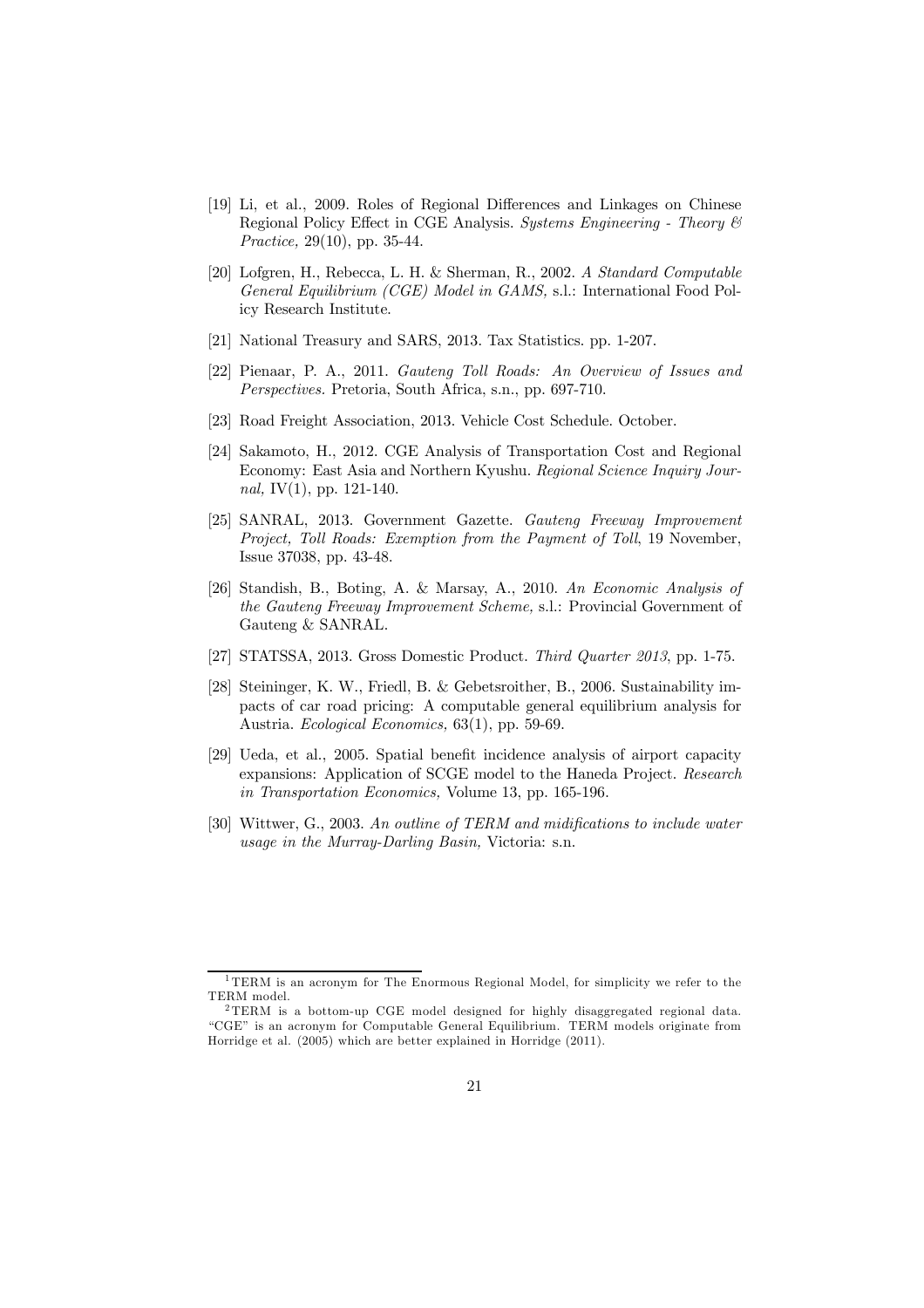[19] Li, et al., 2009. Roles of Regional Differences and Linkages on Chinese Regional Policy Effect in CGE Analysis. *Systems Engineering - Theory & Practice,* 29(10), pp. 35-44.

[20] Lofgren, H., Rebecca, L. H. & Sherman, R., 2002. *A Standard Computable General Equilibrium (CGE) Model in GAMS,* s.l.: International Food Policy Research Institute.

[21] National Treasury and SARS, 2013. Tax Statistics. pp. 1-207.

[22] Pienaar, P. A., 2011. *Gauteng Toll Roads: An Overview of Issues and Perspectives.* Pretoria, South Africa, s.n., pp. 697-710.

[23] Road Freight Association, 2013. Vehicle Cost Schedule. October.

[24] Sakamoto, H., 2012. CGE Analysis of Transportation Cost and Regional Economy: East Asia and Northern Kyushu. *Regional Science Inquiry Journal,* IV(1), pp. 121-140.

[25] SANRAL, 2013. Government Gazette. *Gauteng Freeway Improvement Project, Toll Roads: Exemption from the Payment of Toll*, 19 November, Issue 37038, pp. 43-48.

[26] Standish, B., Boting, A. & Marsay, A., 2010. *An Economic Analysis of the Gauteng Freeway Improvement Scheme,* s.l.: Provincial Government of Gauteng & SANRAL.

[27] STATSSA, 2013. Gross Domestic Product. *Third Quarter 2013*, pp. 1-75.

[28] Steininger, K. W., Friedl, B. & Gebetsroither, B., 2006. Sustainability impacts of car road pricing: A computable general equilibrium analysis for Austria. *Ecological Economics,* 63(1), pp. 59-69.

[29] Ueda, et al., 2005. Spatial benefit incidence analysis of airport capacity expansions: Application of SCGE model to the Haneda Project. *Research in Transportation Economics,* Volume 13, pp. 165-196.

[30] Wittwer, G., 2003. *An outline of TERM and midifications to include water usage in the Murray-Darling Basin,* Victoria: s.n.

---

[1] TERM is an acronym for The Enormous Regional Model, for simplicity we refer to the TERM model.

[2] TERM is a bottom-up CGE model designed for highly disaggregated regional data. "CGE" is an acronym for Computable General Equilibrium. TERM models originate from Horridge et al. (2005) which are better explained in Horridge (2011).